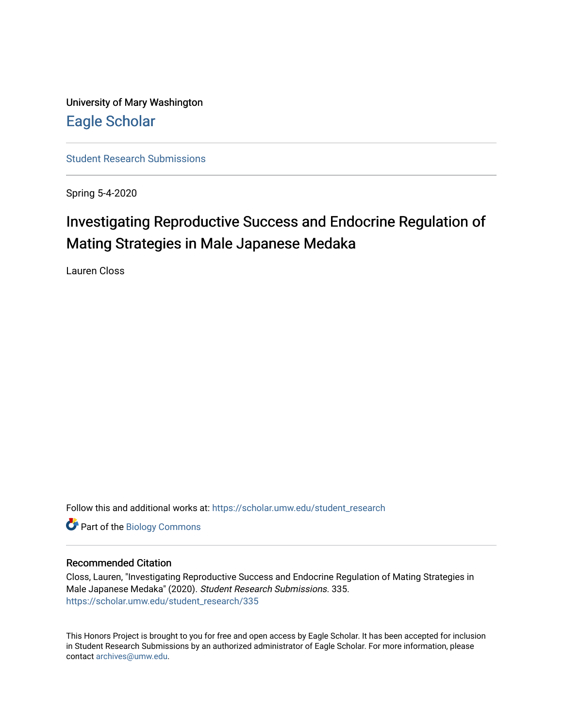University of Mary Washington

Eagle Scholar

Student Research Submissions

Spring 5-4-2020

# Investigating Reproductive Success and Endocrine Regulation of Mating Strategies in Male Japanese Medaka

Lauren Closs

Follow this and additional works at: https://scholar.umw.edu/student_research

Part of the Biology Commons

### Recommended Citation

Closs, Lauren, "Investigating Reproductive Success and Endocrine Regulation of Mating Strategies in Male Japanese Medaka" (2020). *Student Research Submissions*. 335.
https://scholar.umw.edu/student_research/335

This Honors Project is brought to you for free and open access by Eagle Scholar. It has been accepted for inclusion in Student Research Submissions by an authorized administrator of Eagle Scholar. For more information, please contact archives@umw.edu.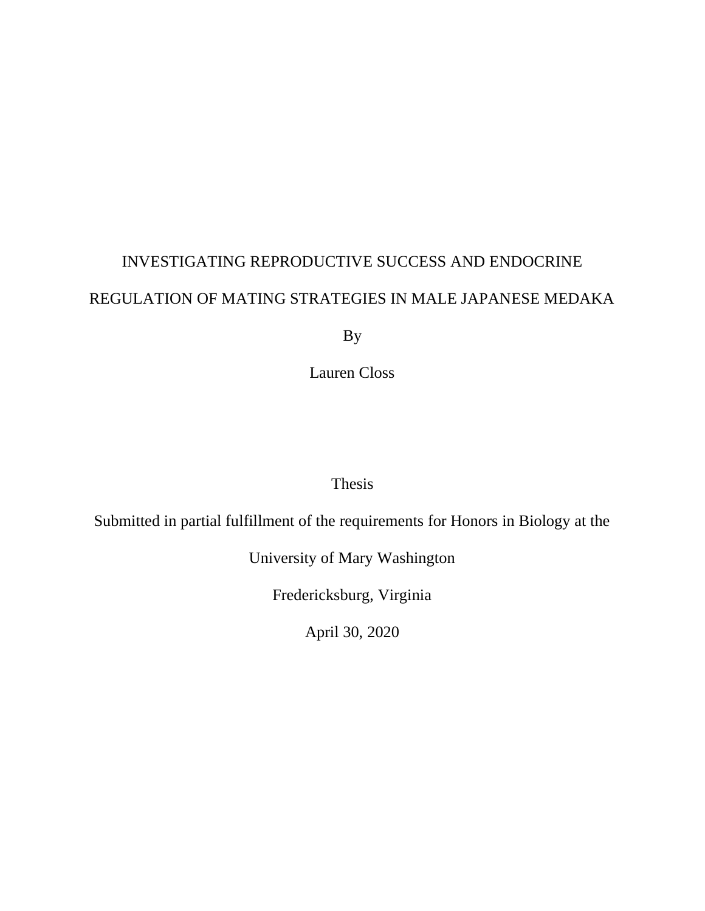INVESTIGATING REPRODUCTIVE SUCCESS AND ENDOCRINE REGULATION OF MATING STRATEGIES IN MALE JAPANESE MEDAKA

By

Lauren Closs

Thesis

Submitted in partial fulfillment of the requirements for Honors in Biology at the

University of Mary Washington

Fredericksburg, Virginia

April 30, 2020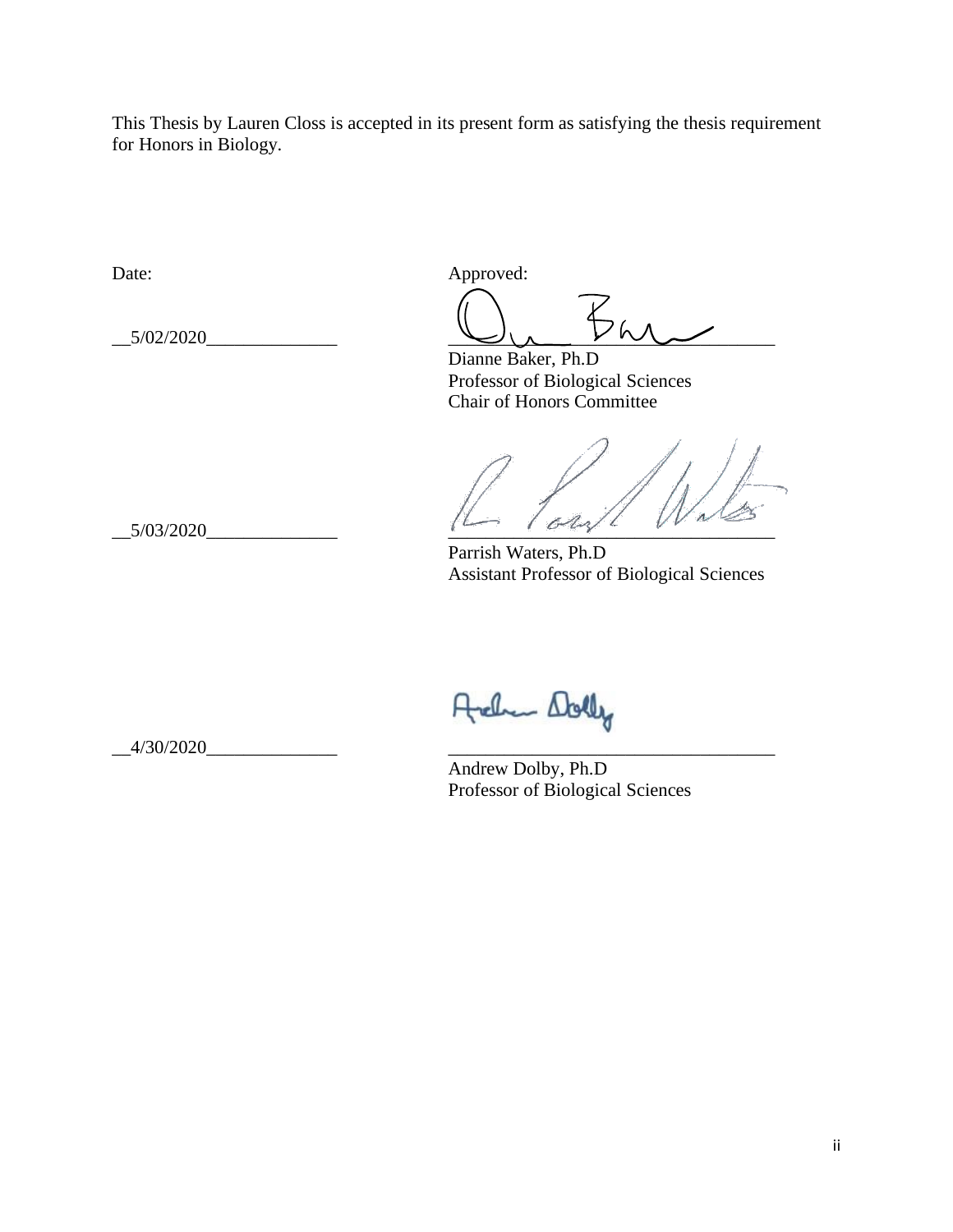This Thesis by Lauren Closs is accepted in its present form as satisfying the thesis requirement for Honors in Biology.

Date: Approved:

__5/02/2020______________ ___________________________________

Dianne Baker, Ph.D
Professor of Biological Sciences
Chair of Honors Committee

__5/03/2020______________ ___________________________________

Parrish Waters, Ph.D
Assistant Professor of Biological Sciences

__4/30/2020______________ ___________________________________

Andrew Dolby, Ph.D
Professor of Biological Sciences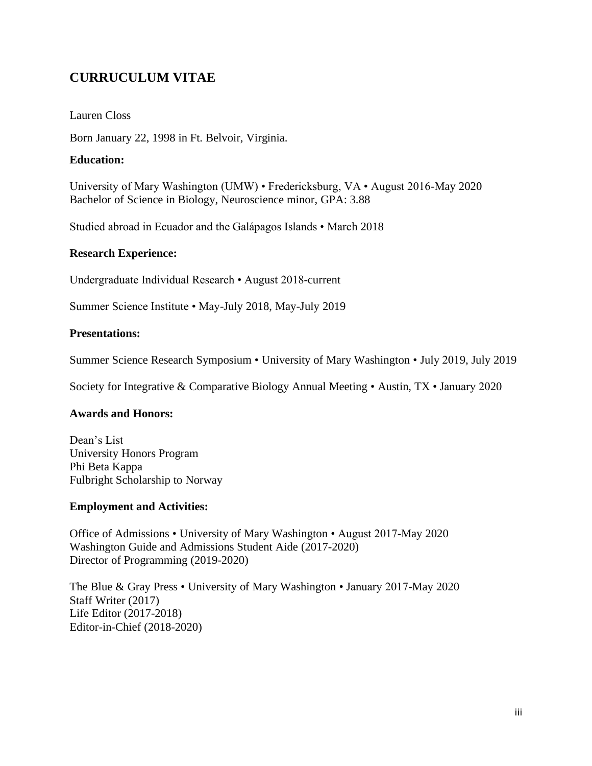# CURRUCULUM VITAE

Lauren Closs

Born January 22, 1998 in Ft. Belvoir, Virginia.

### Education:

University of Mary Washington (UMW) • Fredericksburg, VA • August 2016-May 2020
Bachelor of Science in Biology, Neuroscience minor, GPA: 3.88

Studied abroad in Ecuador and the Galápagos Islands • March 2018

### Research Experience:

Undergraduate Individual Research • August 2018-current

Summer Science Institute • May-July 2018, May-July 2019

### Presentations:

Summer Science Research Symposium • University of Mary Washington • July 2019, July 2019

Society for Integrative & Comparative Biology Annual Meeting • Austin, TX • January 2020

### Awards and Honors:

Dean's List
University Honors Program
Phi Beta Kappa
Fulbright Scholarship to Norway

### Employment and Activities:

Office of Admissions • University of Mary Washington • August 2017-May 2020
Washington Guide and Admissions Student Aide (2017-2020)
Director of Programming (2019-2020)

The Blue & Gray Press • University of Mary Washington • January 2017-May 2020
Staff Writer (2017)
Life Editor (2017-2018)
Editor-in-Chief (2018-2020)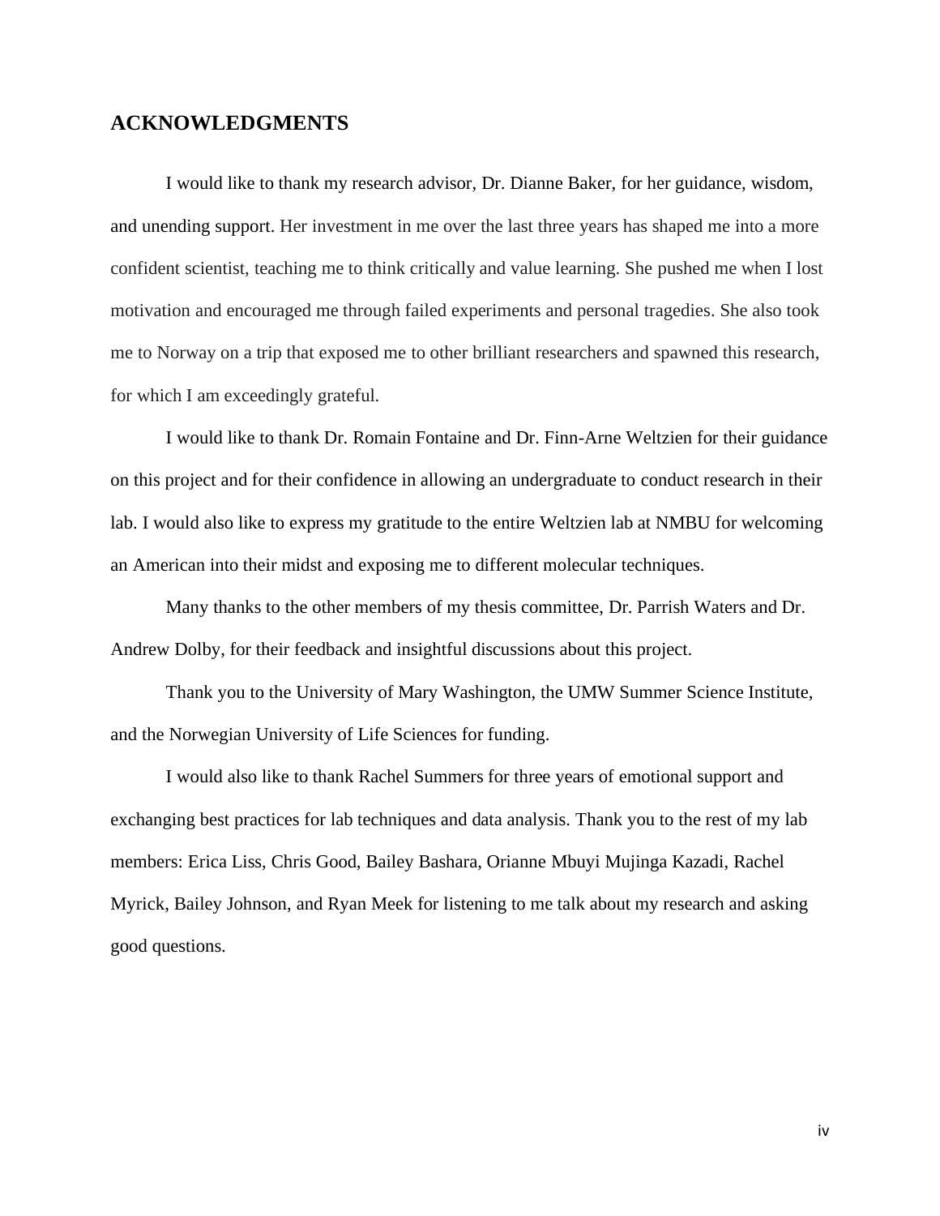## ACKNOWLEDGMENTS

I would like to thank my research advisor, Dr. Dianne Baker, for her guidance, wisdom, and unending support. Her investment in me over the last three years has shaped me into a more confident scientist, teaching me to think critically and value learning. She pushed me when I lost motivation and encouraged me through failed experiments and personal tragedies. She also took me to Norway on a trip that exposed me to other brilliant researchers and spawned this research, for which I am exceedingly grateful.

I would like to thank Dr. Romain Fontaine and Dr. Finn-Arne Weltzien for their guidance on this project and for their confidence in allowing an undergraduate to conduct research in their lab. I would also like to express my gratitude to the entire Weltzien lab at NMBU for welcoming an American into their midst and exposing me to different molecular techniques.

Many thanks to the other members of my thesis committee, Dr. Parrish Waters and Dr. Andrew Dolby, for their feedback and insightful discussions about this project.

Thank you to the University of Mary Washington, the UMW Summer Science Institute, and the Norwegian University of Life Sciences for funding.

I would also like to thank Rachel Summers for three years of emotional support and exchanging best practices for lab techniques and data analysis. Thank you to the rest of my lab members: Erica Liss, Chris Good, Bailey Bashara, Orianne Mbuyi Mujinga Kazadi, Rachel Myrick, Bailey Johnson, and Ryan Meek for listening to me talk about my research and asking good questions.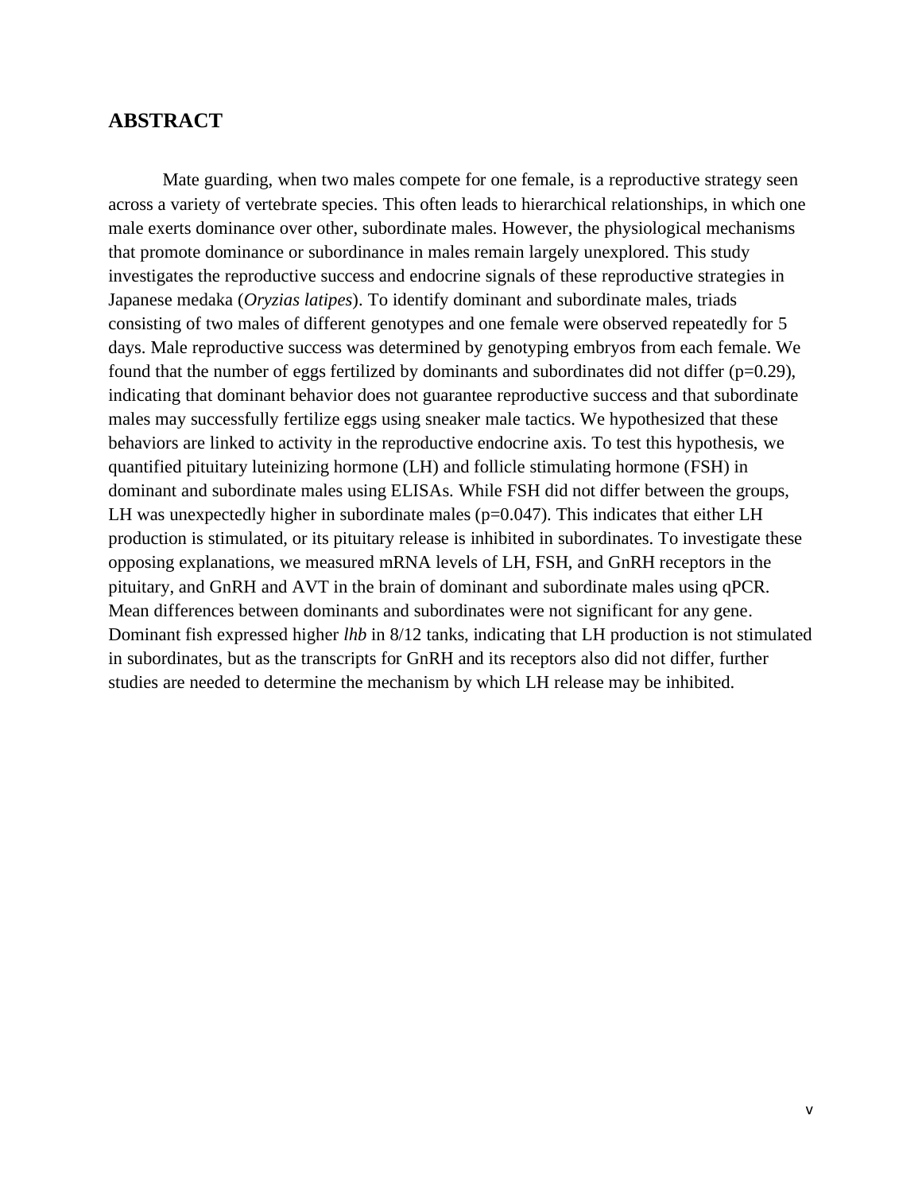## ABSTRACT

Mate guarding, when two males compete for one female, is a reproductive strategy seen across a variety of vertebrate species. This often leads to hierarchical relationships, in which one male exerts dominance over other, subordinate males. However, the physiological mechanisms that promote dominance or subordinance in males remain largely unexplored. This study investigates the reproductive success and endocrine signals of these reproductive strategies in Japanese medaka (*Oryzias latipes*). To identify dominant and subordinate males, triads consisting of two males of different genotypes and one female were observed repeatedly for 5 days. Male reproductive success was determined by genotyping embryos from each female. We found that the number of eggs fertilized by dominants and subordinates did not differ ($p=0.29$), indicating that dominant behavior does not guarantee reproductive success and that subordinate males may successfully fertilize eggs using sneaker male tactics. We hypothesized that these behaviors are linked to activity in the reproductive endocrine axis. To test this hypothesis, we quantified pituitary luteinizing hormone (LH) and follicle stimulating hormone (FSH) in dominant and subordinate males using ELISAs. While FSH did not differ between the groups, LH was unexpectedly higher in subordinate males ($p=0.047$). This indicates that either LH production is stimulated, or its pituitary release is inhibited in subordinates. To investigate these opposing explanations, we measured mRNA levels of LH, FSH, and GnRH receptors in the pituitary, and GnRH and AVT in the brain of dominant and subordinate males using qPCR. Mean differences between dominants and subordinates were not significant for any gene. Dominant fish expressed higher *lhb* in 8/12 tanks, indicating that LH production is not stimulated in subordinates, but as the transcripts for GnRH and its receptors also did not differ, further studies are needed to determine the mechanism by which LH release may be inhibited.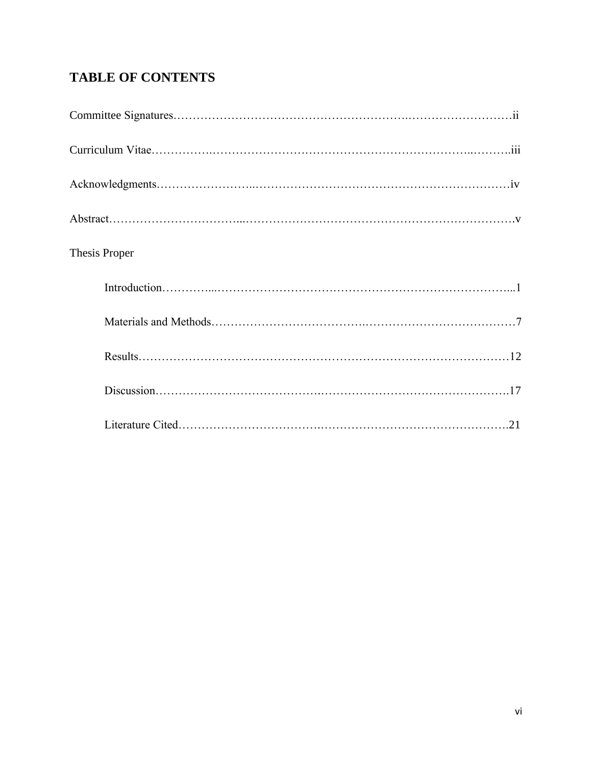## TABLE OF CONTENTS

Committee Signatures………………………………………………….………………………ii

Curriculum Vitae…………….…………………………………………………………..……….iii

Acknowledgments…………………...……………………………………………………………iv

Abstract……………………….………...…………………….…………………………………….v

Thesis Proper

Introduction…………...…………………………………………………………………...1

Materials and Methods………………………………….…………………………………7

Results………………………………………………………………………………………12

Discussion…………………………………….…………………………………………….17

Literature Cited……………………………….…………………………………………….21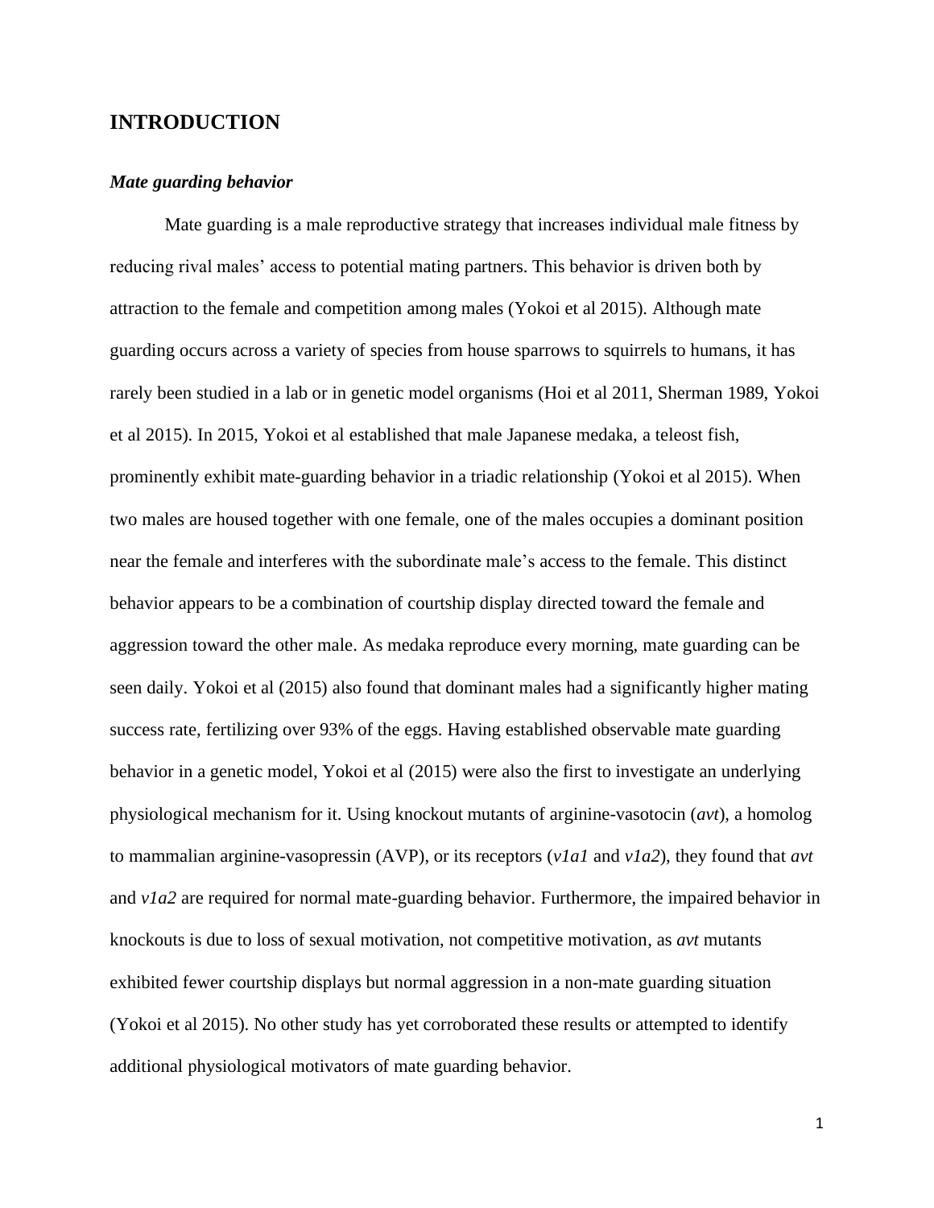## INTRODUCTION

### *Mate guarding behavior*

Mate guarding is a male reproductive strategy that increases individual male fitness by reducing rival males' access to potential mating partners. This behavior is driven both by attraction to the female and competition among males (Yokoi et al 2015). Although mate guarding occurs across a variety of species from house sparrows to squirrels to humans, it has rarely been studied in a lab or in genetic model organisms (Hoi et al 2011, Sherman 1989, Yokoi et al 2015). In 2015, Yokoi et al established that male Japanese medaka, a teleost fish, prominently exhibit mate-guarding behavior in a triadic relationship (Yokoi et al 2015). When two males are housed together with one female, one of the males occupies a dominant position near the female and interferes with the subordinate male's access to the female. This distinct behavior appears to be a combination of courtship display directed toward the female and aggression toward the other male. As medaka reproduce every morning, mate guarding can be seen daily. Yokoi et al (2015) also found that dominant males had a significantly higher mating success rate, fertilizing over 93% of the eggs. Having established observable mate guarding behavior in a genetic model, Yokoi et al (2015) were also the first to investigate an underlying physiological mechanism for it. Using knockout mutants of arginine-vasotocin (*avt*), a homolog to mammalian arginine-vasopressin (AVP), or its receptors (*v1a1* and *v1a2*), they found that *avt* and *v1a2* are required for normal mate-guarding behavior. Furthermore, the impaired behavior in knockouts is due to loss of sexual motivation, not competitive motivation, as *avt* mutants exhibited fewer courtship displays but normal aggression in a non-mate guarding situation (Yokoi et al 2015). No other study has yet corroborated these results or attempted to identify additional physiological motivators of mate guarding behavior.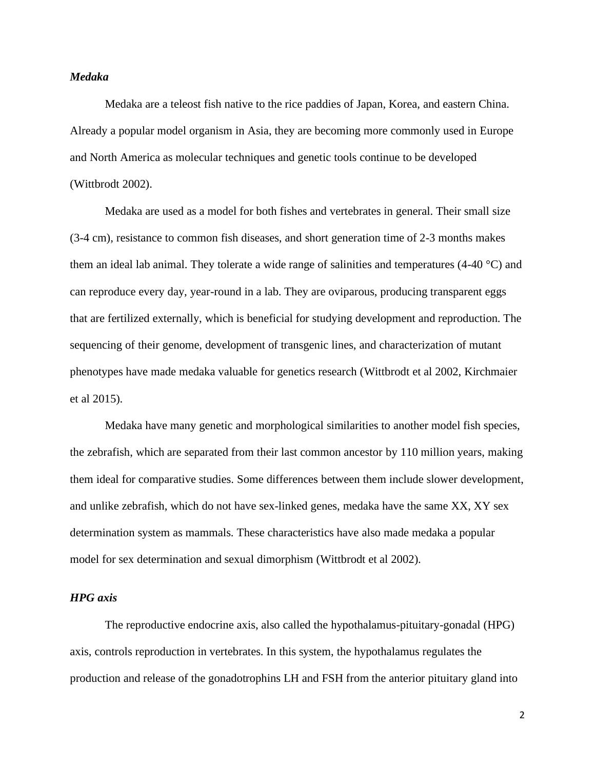### *Medaka*

Medaka are a teleost fish native to the rice paddies of Japan, Korea, and eastern China. Already a popular model organism in Asia, they are becoming more commonly used in Europe and North America as molecular techniques and genetic tools continue to be developed (Wittbrodt 2002).

Medaka are used as a model for both fishes and vertebrates in general. Their small size (3-4 cm), resistance to common fish diseases, and short generation time of 2-3 months makes them an ideal lab animal. They tolerate a wide range of salinities and temperatures (4-40 °C) and can reproduce every day, year-round in a lab. They are oviparous, producing transparent eggs that are fertilized externally, which is beneficial for studying development and reproduction. The sequencing of their genome, development of transgenic lines, and characterization of mutant phenotypes have made medaka valuable for genetics research (Wittbrodt et al 2002, Kirchmaier et al 2015).

Medaka have many genetic and morphological similarities to another model fish species, the zebrafish, which are separated from their last common ancestor by 110 million years, making them ideal for comparative studies. Some differences between them include slower development, and unlike zebrafish, which do not have sex-linked genes, medaka have the same XX, XY sex determination system as mammals. These characteristics have also made medaka a popular model for sex determination and sexual dimorphism (Wittbrodt et al 2002).

### *HPG axis*

The reproductive endocrine axis, also called the hypothalamus-pituitary-gonadal (HPG) axis, controls reproduction in vertebrates. In this system, the hypothalamus regulates the production and release of the gonadotrophins LH and FSH from the anterior pituitary gland into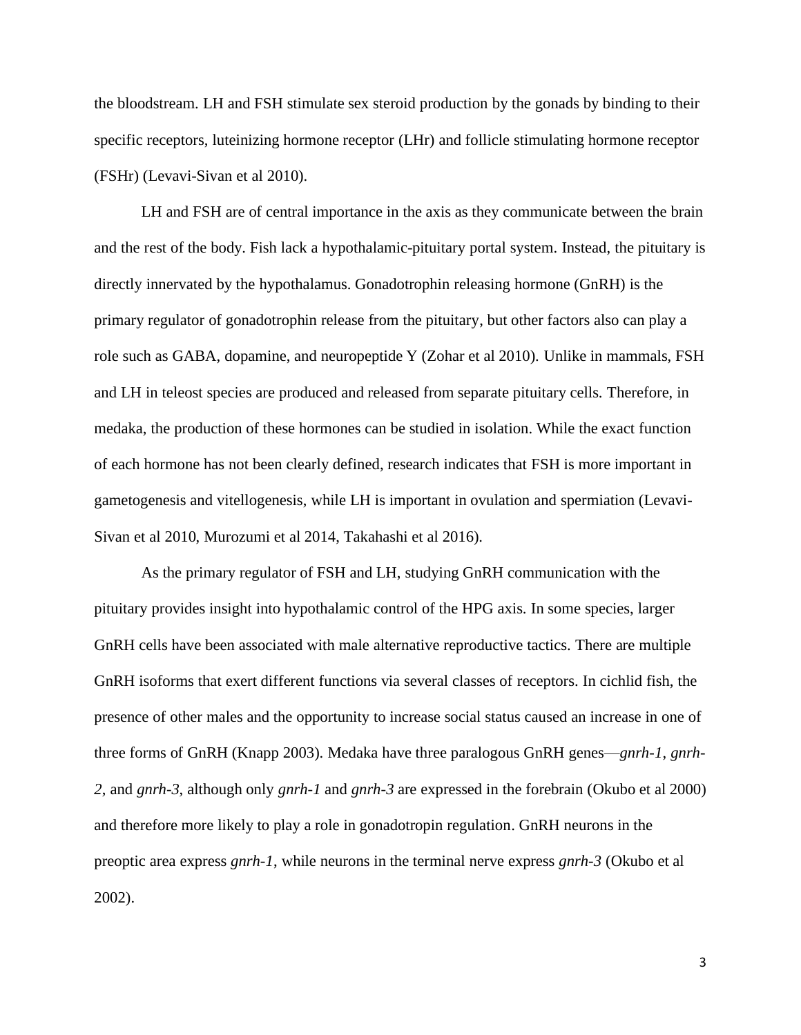the bloodstream. LH and FSH stimulate sex steroid production by the gonads by binding to their specific receptors, luteinizing hormone receptor (LHr) and follicle stimulating hormone receptor (FSHr) (Levavi-Sivan et al 2010).

LH and FSH are of central importance in the axis as they communicate between the brain and the rest of the body. Fish lack a hypothalamic-pituitary portal system. Instead, the pituitary is directly innervated by the hypothalamus. Gonadotrophin releasing hormone (GnRH) is the primary regulator of gonadotrophin release from the pituitary, but other factors also can play a role such as GABA, dopamine, and neuropeptide Y (Zohar et al 2010). Unlike in mammals, FSH and LH in teleost species are produced and released from separate pituitary cells. Therefore, in medaka, the production of these hormones can be studied in isolation. While the exact function of each hormone has not been clearly defined, research indicates that FSH is more important in gametogenesis and vitellogenesis, while LH is important in ovulation and spermiation (Levavi-Sivan et al 2010, Murozumi et al 2014, Takahashi et al 2016).

As the primary regulator of FSH and LH, studying GnRH communication with the pituitary provides insight into hypothalamic control of the HPG axis. In some species, larger GnRH cells have been associated with male alternative reproductive tactics. There are multiple GnRH isoforms that exert different functions via several classes of receptors. In cichlid fish, the presence of other males and the opportunity to increase social status caused an increase in one of three forms of GnRH (Knapp 2003). Medaka have three paralogous GnRH genes—*gnrh-1*, *gnrh-2*, and *gnrh-3*, although only *gnrh-1* and *gnrh-3* are expressed in the forebrain (Okubo et al 2000) and therefore more likely to play a role in gonadotropin regulation. GnRH neurons in the preoptic area express *gnrh-1*, while neurons in the terminal nerve express *gnrh-3* (Okubo et al 2002).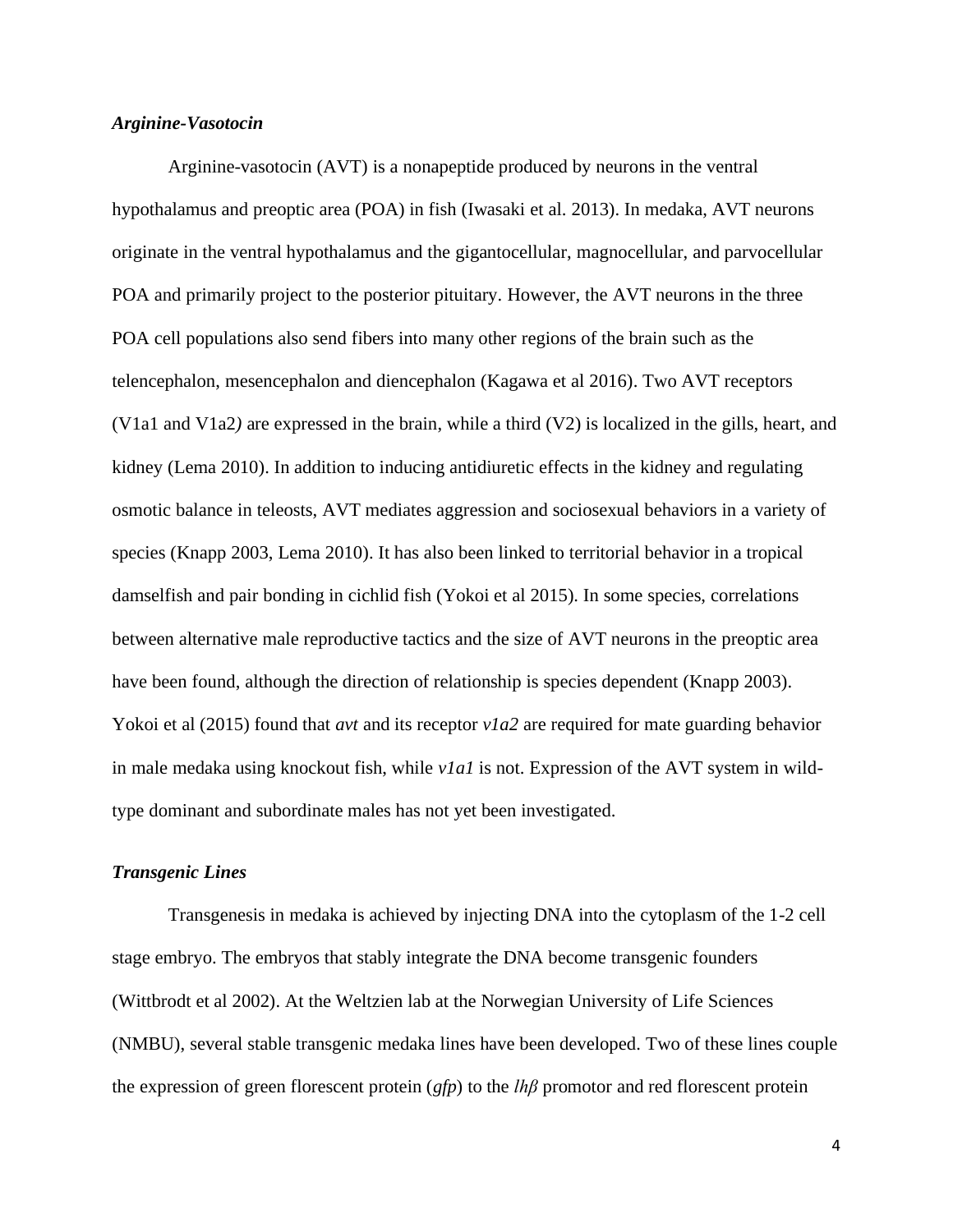### *Arginine-Vasotocin*

Arginine-vasotocin (AVT) is a nonapeptide produced by neurons in the ventral hypothalamus and preoptic area (POA) in fish (Iwasaki et al. 2013). In medaka, AVT neurons originate in the ventral hypothalamus and the gigantocellular, magnocellular, and parvocellular POA and primarily project to the posterior pituitary. However, the AVT neurons in the three POA cell populations also send fibers into many other regions of the brain such as the telencephalon, mesencephalon and diencephalon (Kagawa et al 2016). Two AVT receptors (V1a1 and V1a2*)* are expressed in the brain, while a third (V2) is localized in the gills, heart, and kidney (Lema 2010). In addition to inducing antidiuretic effects in the kidney and regulating osmotic balance in teleosts, AVT mediates aggression and sociosexual behaviors in a variety of species (Knapp 2003, Lema 2010). It has also been linked to territorial behavior in a tropical damselfish and pair bonding in cichlid fish (Yokoi et al 2015). In some species, correlations between alternative male reproductive tactics and the size of AVT neurons in the preoptic area have been found, although the direction of relationship is species dependent (Knapp 2003). Yokoi et al (2015) found that *avt* and its receptor *v1a2* are required for mate guarding behavior in male medaka using knockout fish, while *v1a1* is not. Expression of the AVT system in wild-type dominant and subordinate males has not yet been investigated.

### *Transgenic Lines*

Transgenesis in medaka is achieved by injecting DNA into the cytoplasm of the 1-2 cell stage embryo. The embryos that stably integrate the DNA become transgenic founders (Wittbrodt et al 2002). At the Weltzien lab at the Norwegian University of Life Sciences (NMBU), several stable transgenic medaka lines have been developed. Two of these lines couple the expression of green florescent protein (*gfp*) to the *lhβ* promotor and red florescent protein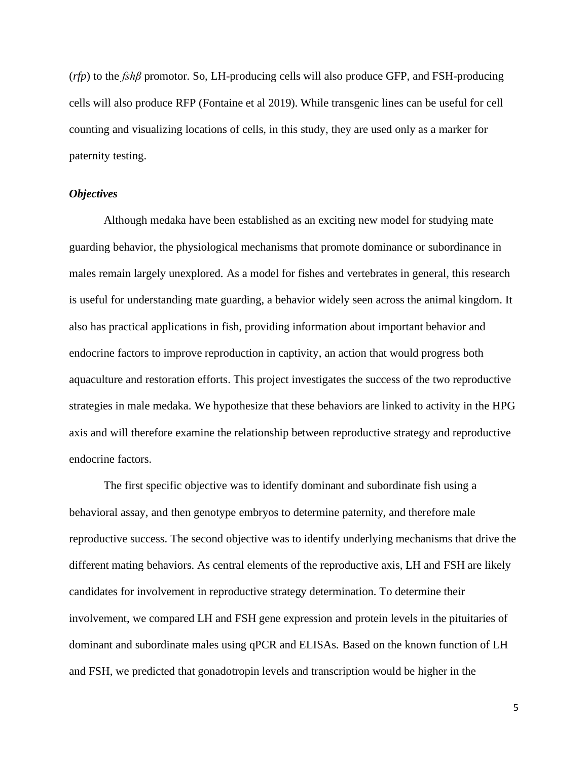(*rfp*) to the *fshβ* promotor. So, LH-producing cells will also produce GFP, and FSH-producing cells will also produce RFP (Fontaine et al 2019). While transgenic lines can be useful for cell counting and visualizing locations of cells, in this study, they are used only as a marker for paternity testing.

### *Objectives*

Although medaka have been established as an exciting new model for studying mate guarding behavior, the physiological mechanisms that promote dominance or subordinance in males remain largely unexplored. As a model for fishes and vertebrates in general, this research is useful for understanding mate guarding, a behavior widely seen across the animal kingdom. It also has practical applications in fish, providing information about important behavior and endocrine factors to improve reproduction in captivity, an action that would progress both aquaculture and restoration efforts. This project investigates the success of the two reproductive strategies in male medaka. We hypothesize that these behaviors are linked to activity in the HPG axis and will therefore examine the relationship between reproductive strategy and reproductive endocrine factors.

The first specific objective was to identify dominant and subordinate fish using a behavioral assay, and then genotype embryos to determine paternity, and therefore male reproductive success. The second objective was to identify underlying mechanisms that drive the different mating behaviors. As central elements of the reproductive axis, LH and FSH are likely candidates for involvement in reproductive strategy determination. To determine their involvement, we compared LH and FSH gene expression and protein levels in the pituitaries of dominant and subordinate males using qPCR and ELISAs. Based on the known function of LH and FSH, we predicted that gonadotropin levels and transcription would be higher in the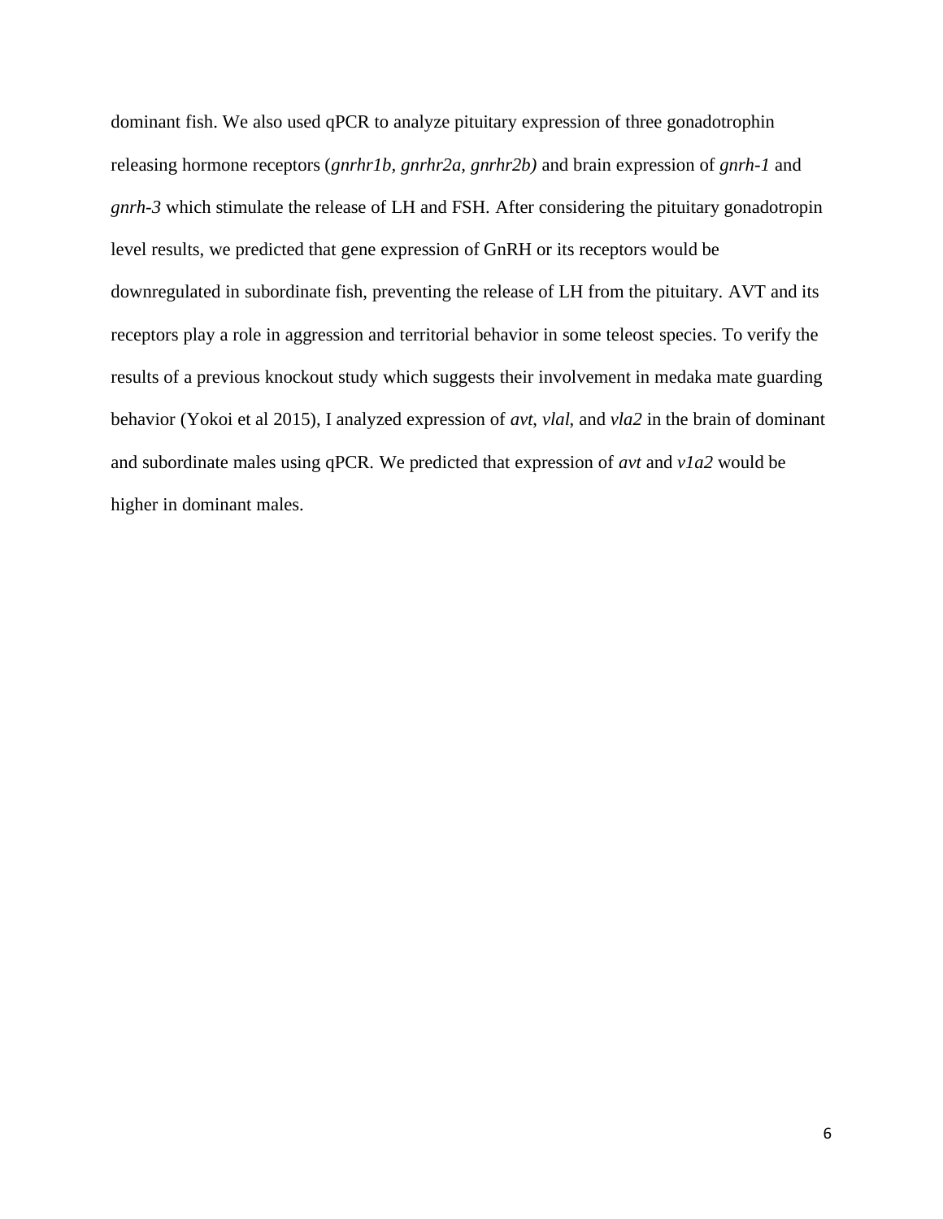dominant fish. We also used qPCR to analyze pituitary expression of three gonadotrophin releasing hormone receptors (*gnrhr1b, gnrhr2a, gnrhr2b)* and brain expression of *gnrh-1* and *gnrh-3* which stimulate the release of LH and FSH. After considering the pituitary gonadotropin level results, we predicted that gene expression of GnRH or its receptors would be downregulated in subordinate fish, preventing the release of LH from the pituitary. AVT and its receptors play a role in aggression and territorial behavior in some teleost species. To verify the results of a previous knockout study which suggests their involvement in medaka mate guarding behavior (Yokoi et al 2015), I analyzed expression of *avt, vlal*, and *vla2* in the brain of dominant and subordinate males using qPCR. We predicted that expression of *avt* and *v1a2* would be higher in dominant males.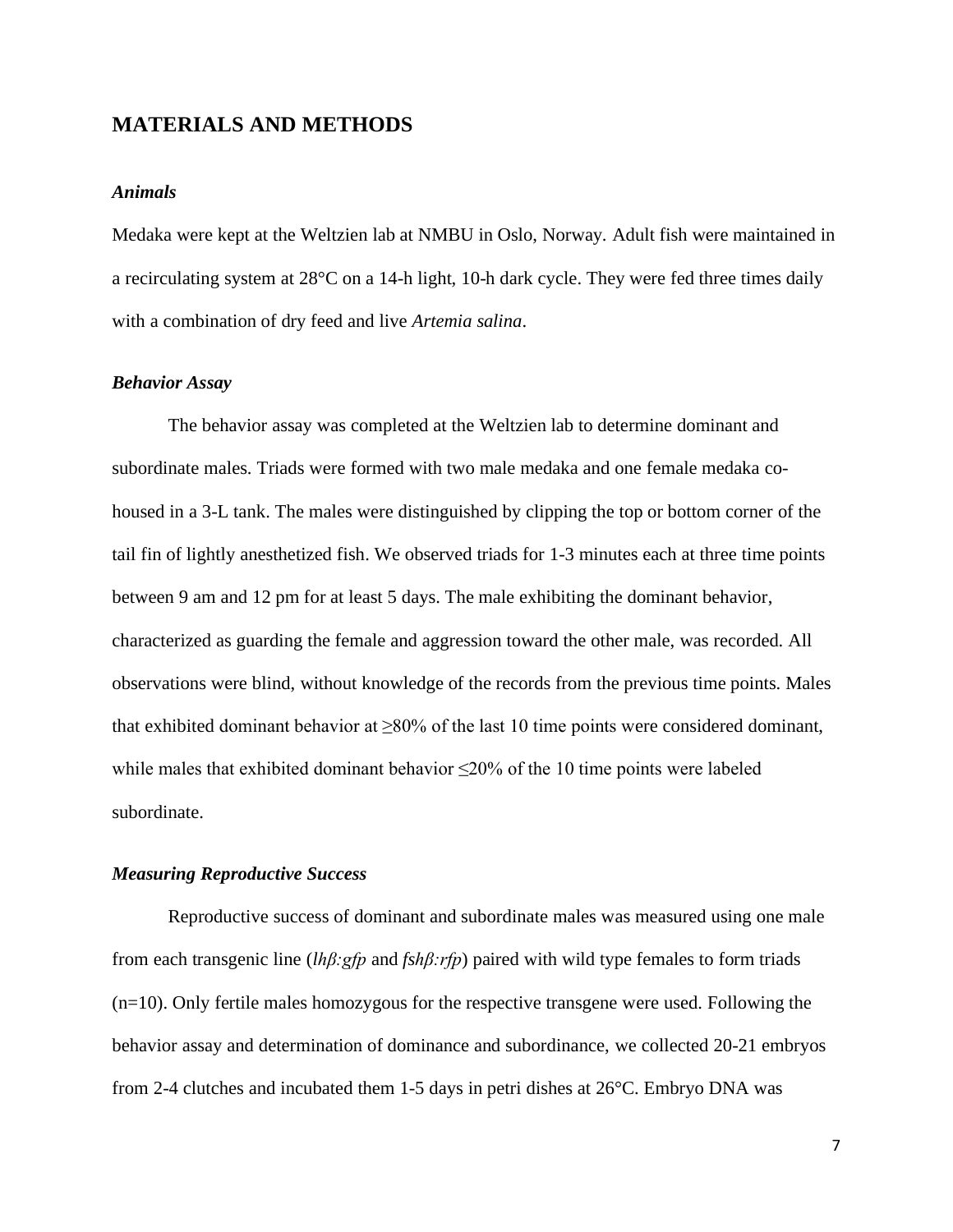# MATERIALS AND METHODS

### *Animals*

Medaka were kept at the Weltzien lab at NMBU in Oslo, Norway. Adult fish were maintained in a recirculating system at 28°C on a 14-h light, 10-h dark cycle. They were fed three times daily with a combination of dry feed and live *Artemia salina*.

### *Behavior Assay*

The behavior assay was completed at the Weltzien lab to determine dominant and subordinate males. Triads were formed with two male medaka and one female medaka co-housed in a 3-L tank. The males were distinguished by clipping the top or bottom corner of the tail fin of lightly anesthetized fish. We observed triads for 1-3 minutes each at three time points between 9 am and 12 pm for at least 5 days. The male exhibiting the dominant behavior, characterized as guarding the female and aggression toward the other male, was recorded. All observations were blind, without knowledge of the records from the previous time points. Males that exhibited dominant behavior at ≥80% of the last 10 time points were considered dominant, while males that exhibited dominant behavior ≤20% of the 10 time points were labeled subordinate.

### *Measuring Reproductive Success*

Reproductive success of dominant and subordinate males was measured using one male from each transgenic line (*lhβ:gfp* and *fshβ:rfp*) paired with wild type females to form triads (n=10). Only fertile males homozygous for the respective transgene were used. Following the behavior assay and determination of dominance and subordinance, we collected 20-21 embryos from 2-4 clutches and incubated them 1-5 days in petri dishes at 26°C. Embryo DNA was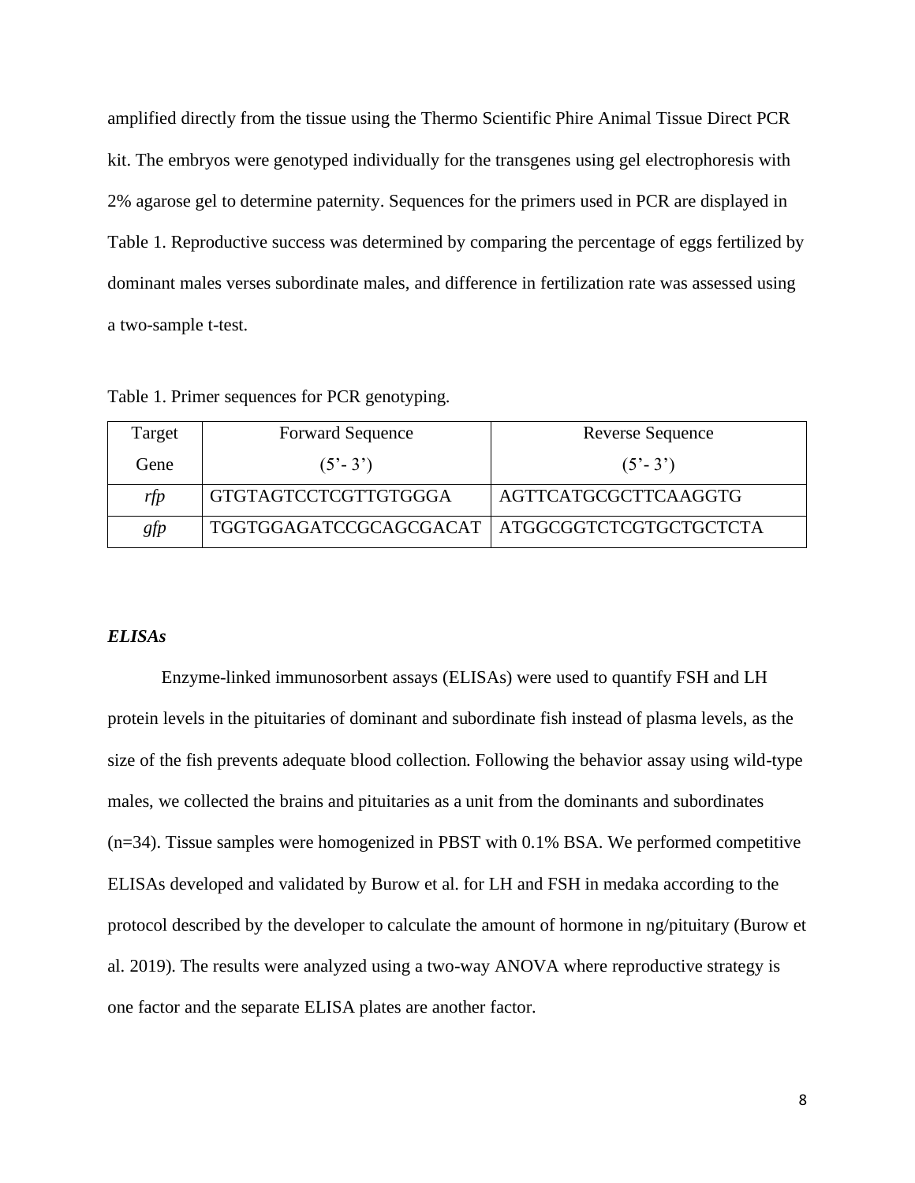amplified directly from the tissue using the Thermo Scientific Phire Animal Tissue Direct PCR kit. The embryos were genotyped individually for the transgenes using gel electrophoresis with 2% agarose gel to determine paternity. Sequences for the primers used in PCR are displayed in Table 1. Reproductive success was determined by comparing the percentage of eggs fertilized by dominant males verses subordinate males, and difference in fertilization rate was assessed using a two-sample t-test.

Table 1. Primer sequences for PCR genotyping.

| Target Gene | Forward Sequence (5'- 3') | Reverse Sequence (5'- 3') |
|---|---|---|
| *rfp* | GTGTAGTCCTCGTTGTGGGA | AGTTCATGCGCTTCAAGGTG |
| *gfp* | TGGTGGAGATCCGCAGCGACAT | ATGGCGGTCTCGTGCTGCTCTA |

### *ELISAs*

Enzyme-linked immunosorbent assays (ELISAs) were used to quantify FSH and LH protein levels in the pituitaries of dominant and subordinate fish instead of plasma levels, as the size of the fish prevents adequate blood collection. Following the behavior assay using wild-type males, we collected the brains and pituitaries as a unit from the dominants and subordinates (n=34). Tissue samples were homogenized in PBST with 0.1% BSA. We performed competitive ELISAs developed and validated by Burow et al. for LH and FSH in medaka according to the protocol described by the developer to calculate the amount of hormone in ng/pituitary (Burow et al. 2019). The results were analyzed using a two-way ANOVA where reproductive strategy is one factor and the separate ELISA plates are another factor.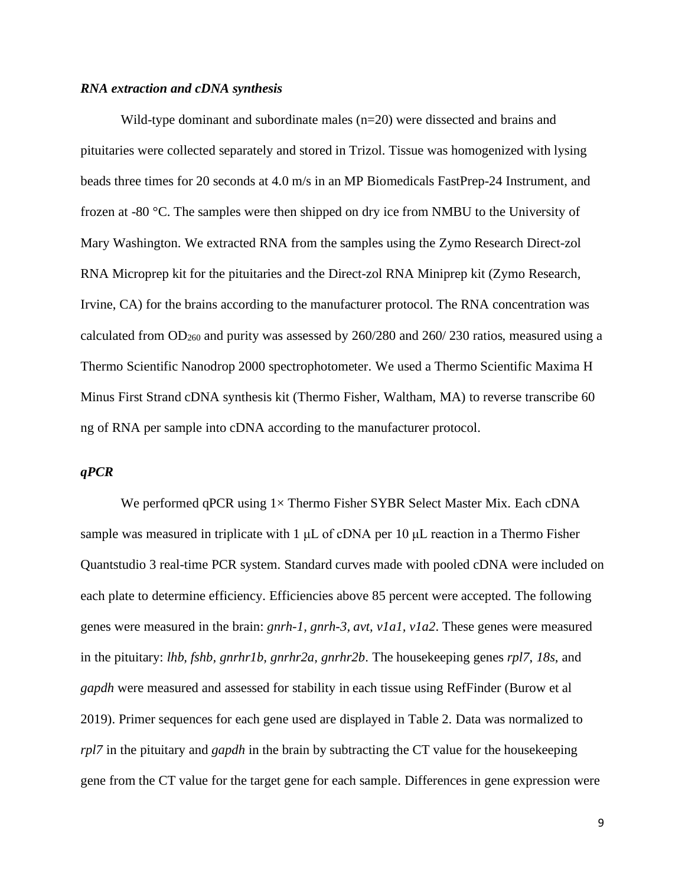### *RNA extraction and cDNA synthesis*

Wild-type dominant and subordinate males (n=20) were dissected and brains and pituitaries were collected separately and stored in Trizol. Tissue was homogenized with lysing beads three times for 20 seconds at 4.0 m/s in an MP Biomedicals FastPrep-24 Instrument, and frozen at -80 °C. The samples were then shipped on dry ice from NMBU to the University of Mary Washington. We extracted RNA from the samples using the Zymo Research Direct-zol RNA Microprep kit for the pituitaries and the Direct-zol RNA Miniprep kit (Zymo Research, Irvine, CA) for the brains according to the manufacturer protocol. The RNA concentration was calculated from $OD_{260}$ and purity was assessed by 260/280 and 260/ 230 ratios, measured using a Thermo Scientific Nanodrop 2000 spectrophotometer. We used a Thermo Scientific Maxima H Minus First Strand cDNA synthesis kit (Thermo Fisher, Waltham, MA) to reverse transcribe 60 ng of RNA per sample into cDNA according to the manufacturer protocol.

### *qPCR*

We performed qPCR using 1× Thermo Fisher SYBR Select Master Mix. Each cDNA sample was measured in triplicate with 1 μL of cDNA per 10 μL reaction in a Thermo Fisher Quantstudio 3 real-time PCR system. Standard curves made with pooled cDNA were included on each plate to determine efficiency. Efficiencies above 85 percent were accepted. The following genes were measured in the brain: *gnrh-1, gnrh-3, avt, v1a1, v1a2*. These genes were measured in the pituitary: *lhb, fshb, gnrhr1b, gnrhr2a, gnrhr2b*. The housekeeping genes *rpl7*, *18s*, and *gapdh* were measured and assessed for stability in each tissue using RefFinder (Burow et al 2019). Primer sequences for each gene used are displayed in Table 2. Data was normalized to *rpl7* in the pituitary and *gapdh* in the brain by subtracting the CT value for the housekeeping gene from the CT value for the target gene for each sample. Differences in gene expression were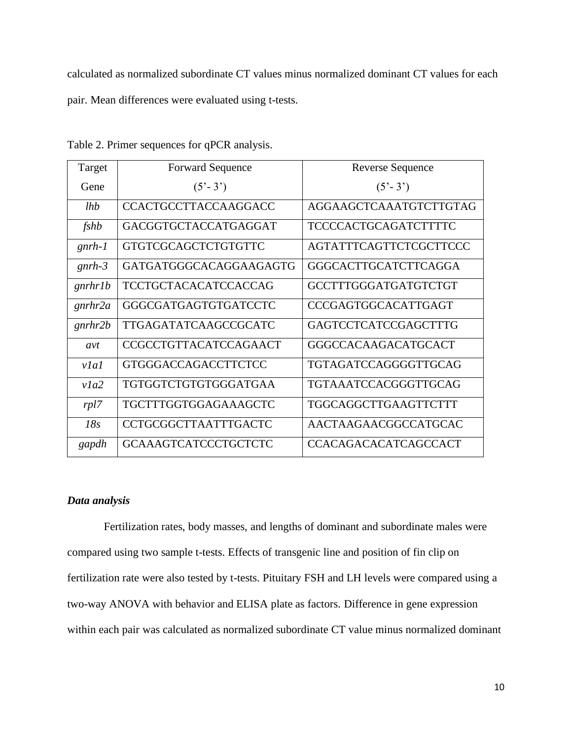calculated as normalized subordinate CT values minus normalized dominant CT values for each pair. Mean differences were evaluated using t-tests.

Table 2. Primer sequences for qPCR analysis.

| Target Gene | Forward Sequence (5'- 3') | Reverse Sequence (5'- 3') |
|---|---|---|
| *lhb* | CCACTGCCTTACCAAGGACC | AGGAAGCTCAAATGTCTTGTAG |
| *fshb* | GACGGTGCTACCATGAGGAT | TCCCCACTGCAGATCTTTTC |
| *gnrh-1* | GTGTCGCAGCTCTGTGTTC | AGTATTTCAGTTCTCGCTTCCC |
| *gnrh-3* | GATGATGGGCACAGGAAGAGTG | GGGCACTTGCATCTTCAGGA |
| *gnrhr1b* | TCCTGCTACACATCCACCAG | GCCTTTGGGATGATGTCTGT |
| *gnrhr2a* | GGGCGATGAGTGTGATCCTC | CCCGAGTGGCACATTGAGT |
| *gnrhr2b* | TTGAGATATCAAGCCGCATC | GAGTCCTCATCCGAGCTTTG |
| *avt* | CCGCCTGTTACATCCAGAACT | GGGCCACAAGACATGCACT |
| *v1a1* | GTGGGACCAGACCTTCTCC | TGTAGATCCAGGGGTTGCAG |
| *v1a2* | TGTGGTCTGTGTGGGATGAA | TGTAAATCCACGGGTTGCAG |
| *rpl7* | TGCTTTGGTGGAGAAAGCTC | TGGCAGGCTTGAAGTTCTTT |
| *18s* | CCTGCGGCTTAATTTGACTC | AACTAAGAACGGCCATGCAC |
| *gapdh* | GCAAAGTCATCCCTGCTCTC | CCACAGACACATCAGCCACT |

### *Data analysis*

Fertilization rates, body masses, and lengths of dominant and subordinate males were compared using two sample t-tests. Effects of transgenic line and position of fin clip on fertilization rate were also tested by t-tests. Pituitary FSH and LH levels were compared using a two-way ANOVA with behavior and ELISA plate as factors. Difference in gene expression within each pair was calculated as normalized subordinate CT value minus normalized dominant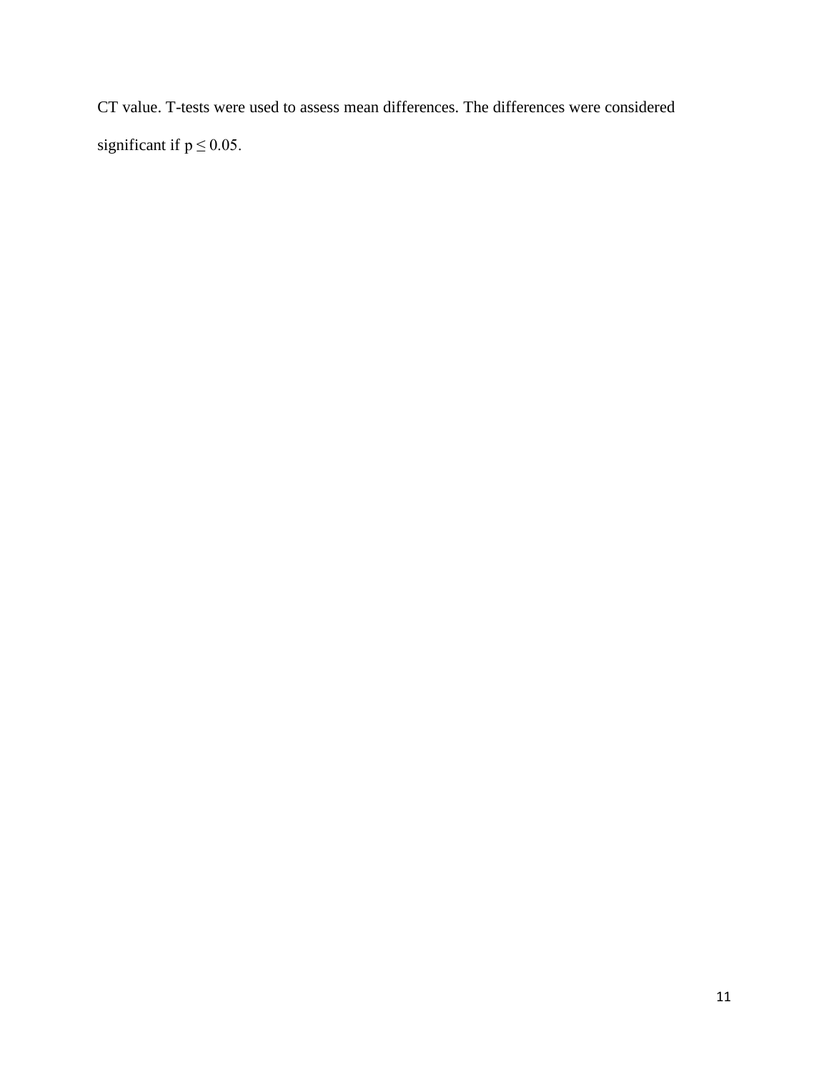CT value. T-tests were used to assess mean differences. The differences were considered significant if $p \leq 0.05$.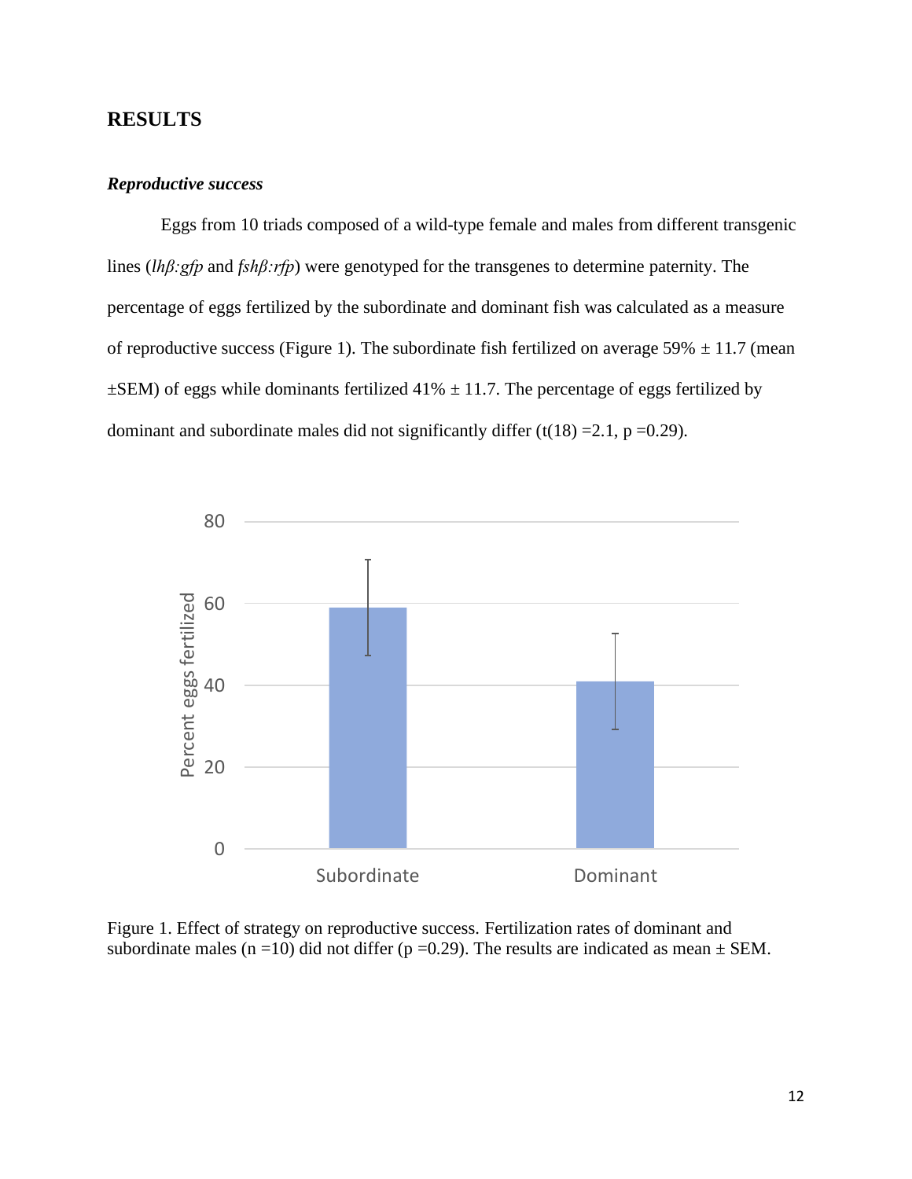# RESULTS

### *Reproductive success*

Eggs from 10 triads composed of a wild-type female and males from different transgenic lines (*lhβ:gfp* and *fshβ:rfp*) were genotyped for the transgenes to determine paternity. The percentage of eggs fertilized by the subordinate and dominant fish was calculated as a measure of reproductive success (Figure 1). The subordinate fish fertilized on average 59% ± 11.7 (mean ±SEM) of eggs while dominants fertilized 41% ± 11.7. The percentage of eggs fertilized by dominant and subordinate males did not significantly differ ($t(18) = 2.1$, $p = 0.29$).

Figure 1. Effect of strategy on reproductive success. Fertilization rates of dominant and subordinate males ($n = 10$) did not differ ($p = 0.29$). The results are indicated as mean ± SEM.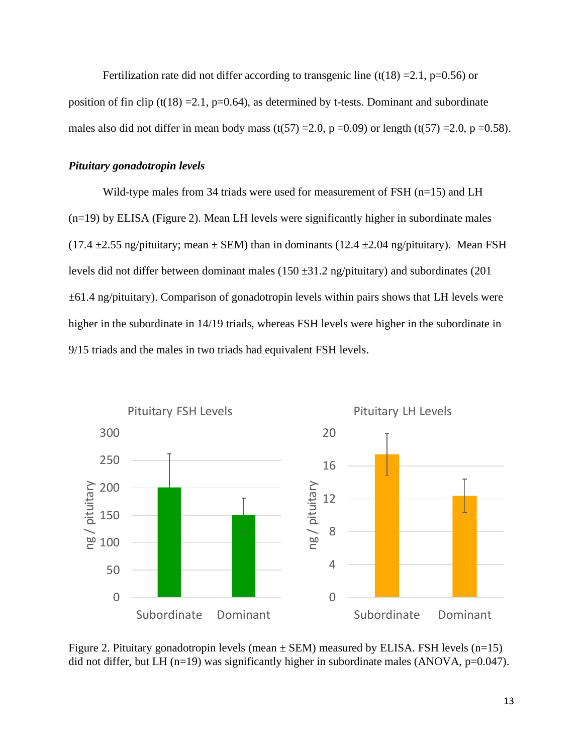Fertilization rate did not differ according to transgenic line ($t(18) = 2.1$, $p = 0.56$) or position of fin clip ($t(18) = 2.1$, $p = 0.64$), as determined by t-tests. Dominant and subordinate males also did not differ in mean body mass ($t(57) = 2.0$, $p = 0.09$) or length ($t(57) = 2.0$, $p = 0.58$).

### *Pituitary gonadotropin levels*

Wild-type males from 34 triads were used for measurement of FSH (n=15) and LH (n=19) by ELISA (Figure 2). Mean LH levels were significantly higher in subordinate males (17.4 ±2.55 ng/pituitary; mean ± SEM) than in dominants (12.4 ±2.04 ng/pituitary). Mean FSH levels did not differ between dominant males (150 ±31.2 ng/pituitary) and subordinates (201 ±61.4 ng/pituitary). Comparison of gonadotropin levels within pairs shows that LH levels were higher in the subordinate in 14/19 triads, whereas FSH levels were higher in the subordinate in 9/15 triads and the males in two triads had equivalent FSH levels.

Figure 2. Pituitary gonadotropin levels (mean ± SEM) measured by ELISA. FSH levels (n=15) did not differ, but LH (n=19) was significantly higher in subordinate males (ANOVA, $p = 0.047$).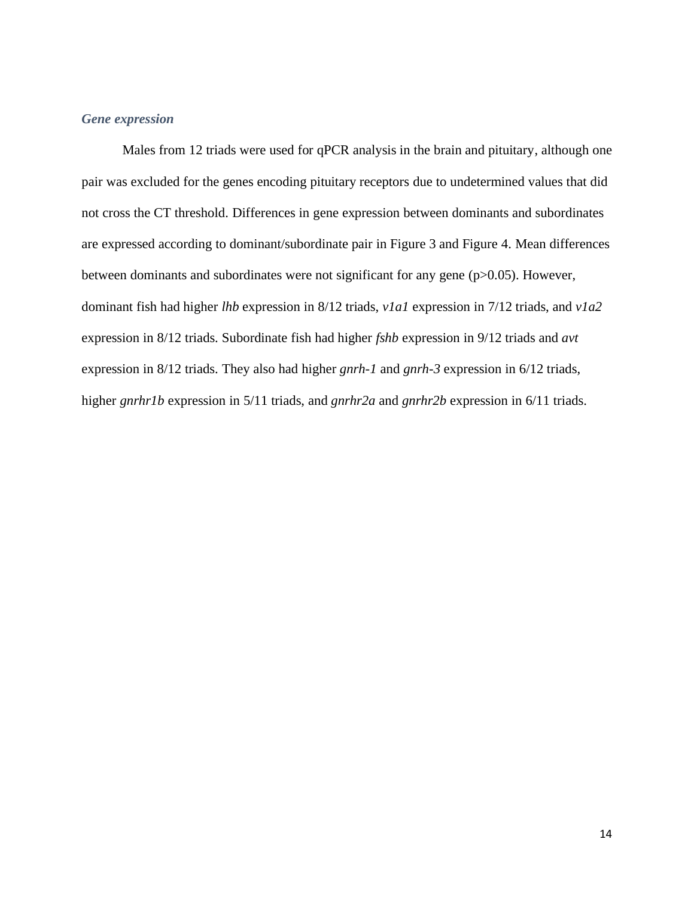### *Gene expression*

Males from 12 triads were used for qPCR analysis in the brain and pituitary, although one pair was excluded for the genes encoding pituitary receptors due to undetermined values that did not cross the CT threshold. Differences in gene expression between dominants and subordinates are expressed according to dominant/subordinate pair in Figure 3 and Figure 4. Mean differences between dominants and subordinates were not significant for any gene ($p>0.05$). However, dominant fish had higher *lhb* expression in 8/12 triads, *v1a1* expression in 7/12 triads, and *v1a2* expression in 8/12 triads. Subordinate fish had higher *fshb* expression in 9/12 triads and *avt* expression in 8/12 triads. They also had higher *gnrh-1* and *gnrh-3* expression in 6/12 triads, higher *gnrhr1b* expression in 5/11 triads, and *gnrhr2a* and *gnrhr2b* expression in 6/11 triads.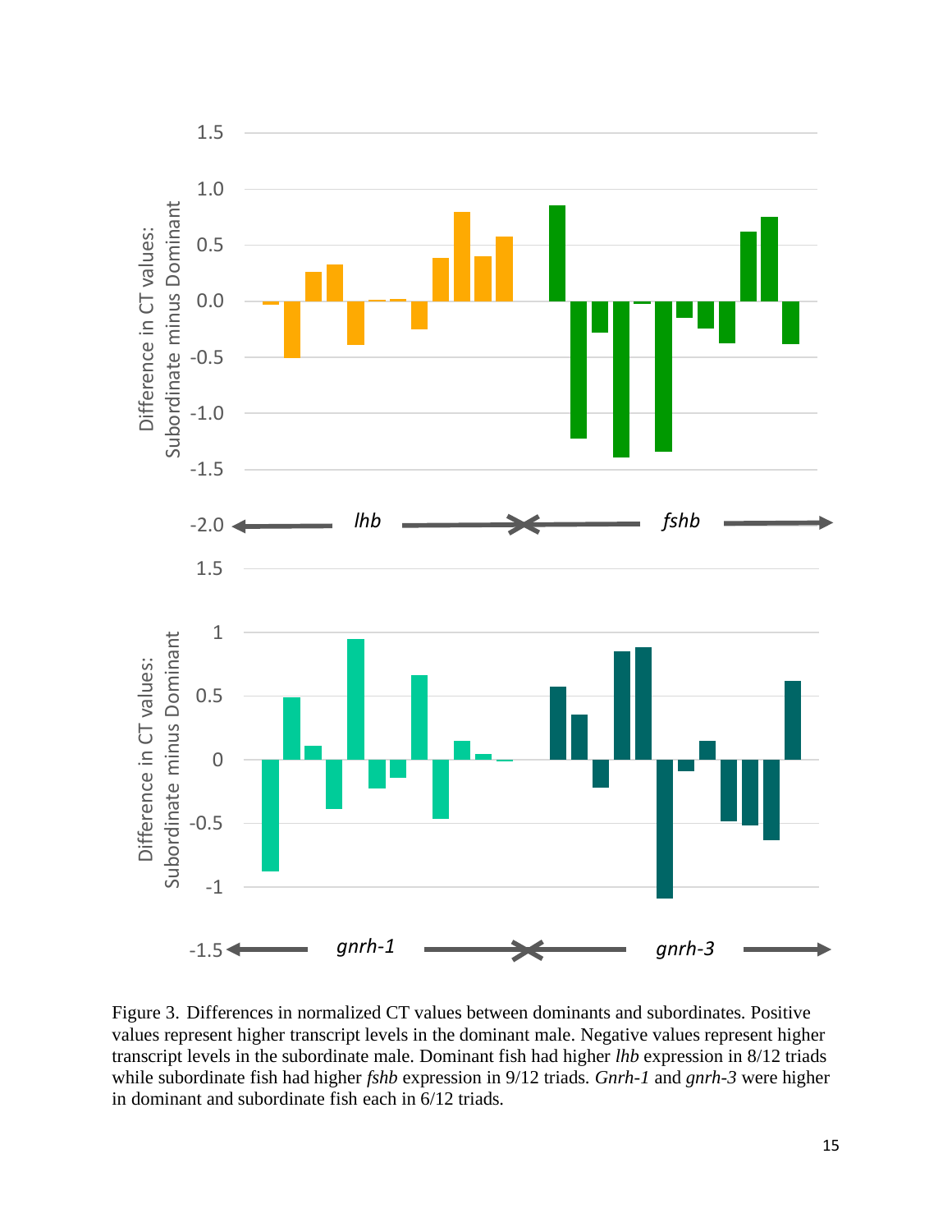Figure 3. Differences in normalized CT values between dominants and subordinates. Positive values represent higher transcript levels in the dominant male. Negative values represent higher transcript levels in the subordinate male. Dominant fish had higher *lhb* expression in 8/12 triads while subordinate fish had higher *fshb* expression in 9/12 triads. *Gnrh-1* and *gnrh-3* were higher in dominant and subordinate fish each in 6/12 triads.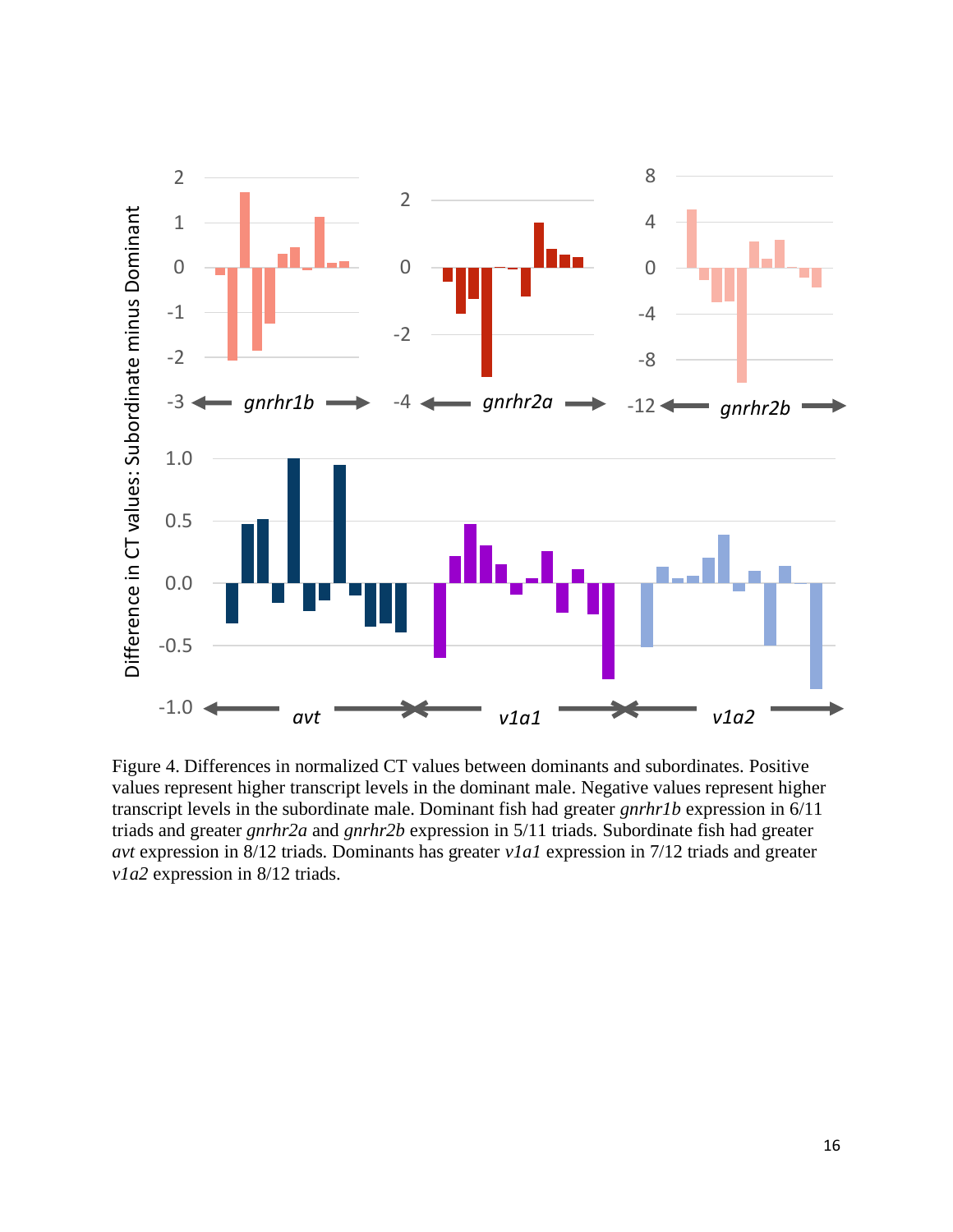Figure 4. Differences in normalized CT values between dominants and subordinates. Positive values represent higher transcript levels in the dominant male. Negative values represent higher transcript levels in the subordinate male. Dominant fish had greater *gnrhr1b* expression in 6/11 triads and greater *gnrhr2a* and *gnrhr2b* expression in 5/11 triads. Subordinate fish had greater *avt* expression in 8/12 triads. Dominants has greater *v1a1* expression in 7/12 triads and greater *v1a2* expression in 8/12 triads.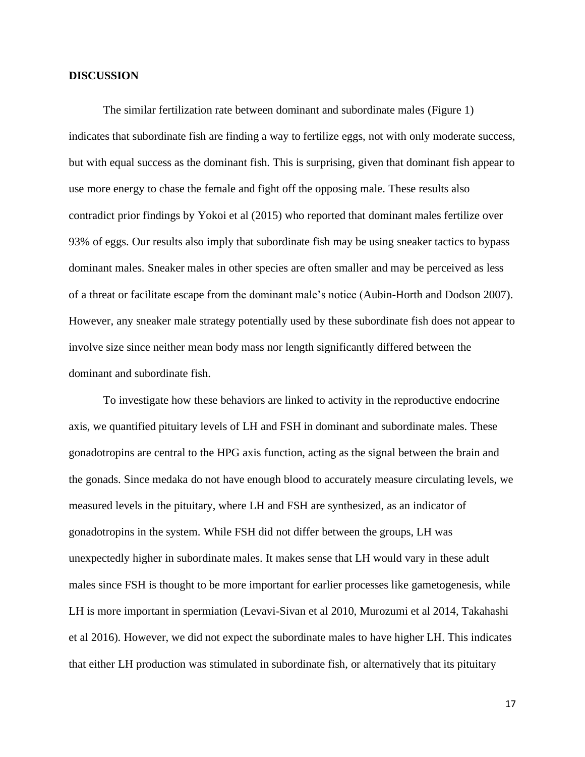## DISCUSSION

The similar fertilization rate between dominant and subordinate males (Figure 1) indicates that subordinate fish are finding a way to fertilize eggs, not with only moderate success, but with equal success as the dominant fish. This is surprising, given that dominant fish appear to use more energy to chase the female and fight off the opposing male. These results also contradict prior findings by Yokoi et al (2015) who reported that dominant males fertilize over 93% of eggs. Our results also imply that subordinate fish may be using sneaker tactics to bypass dominant males. Sneaker males in other species are often smaller and may be perceived as less of a threat or facilitate escape from the dominant male's notice (Aubin-Horth and Dodson 2007). However, any sneaker male strategy potentially used by these subordinate fish does not appear to involve size since neither mean body mass nor length significantly differed between the dominant and subordinate fish.

To investigate how these behaviors are linked to activity in the reproductive endocrine axis, we quantified pituitary levels of LH and FSH in dominant and subordinate males. These gonadotropins are central to the HPG axis function, acting as the signal between the brain and the gonads. Since medaka do not have enough blood to accurately measure circulating levels, we measured levels in the pituitary, where LH and FSH are synthesized, as an indicator of gonadotropins in the system. While FSH did not differ between the groups, LH was unexpectedly higher in subordinate males. It makes sense that LH would vary in these adult males since FSH is thought to be more important for earlier processes like gametogenesis, while LH is more important in spermiation (Levavi-Sivan et al 2010, Murozumi et al 2014, Takahashi et al 2016). However, we did not expect the subordinate males to have higher LH. This indicates that either LH production was stimulated in subordinate fish, or alternatively that its pituitary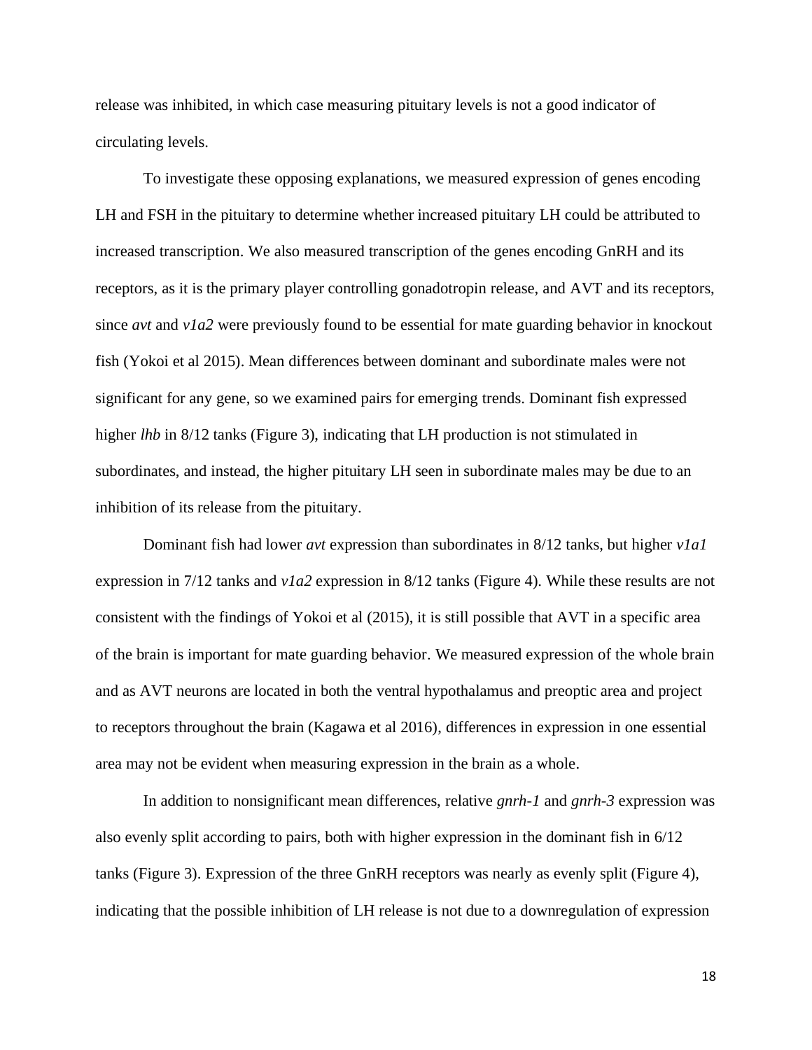release was inhibited, in which case measuring pituitary levels is not a good indicator of circulating levels.

To investigate these opposing explanations, we measured expression of genes encoding LH and FSH in the pituitary to determine whether increased pituitary LH could be attributed to increased transcription. We also measured transcription of the genes encoding GnRH and its receptors, as it is the primary player controlling gonadotropin release, and AVT and its receptors, since *avt* and *v1a2* were previously found to be essential for mate guarding behavior in knockout fish (Yokoi et al 2015). Mean differences between dominant and subordinate males were not significant for any gene, so we examined pairs for emerging trends. Dominant fish expressed higher *lhb* in 8/12 tanks (Figure 3), indicating that LH production is not stimulated in subordinates, and instead, the higher pituitary LH seen in subordinate males may be due to an inhibition of its release from the pituitary.

Dominant fish had lower *avt* expression than subordinates in 8/12 tanks, but higher *v1a1* expression in 7/12 tanks and *v1a2* expression in 8/12 tanks (Figure 4). While these results are not consistent with the findings of Yokoi et al (2015), it is still possible that AVT in a specific area of the brain is important for mate guarding behavior. We measured expression of the whole brain and as AVT neurons are located in both the ventral hypothalamus and preoptic area and project to receptors throughout the brain (Kagawa et al 2016), differences in expression in one essential area may not be evident when measuring expression in the brain as a whole.

In addition to nonsignificant mean differences, relative *gnrh-1* and *gnrh-3* expression was also evenly split according to pairs, both with higher expression in the dominant fish in 6/12 tanks (Figure 3). Expression of the three GnRH receptors was nearly as evenly split (Figure 4), indicating that the possible inhibition of LH release is not due to a downregulation of expression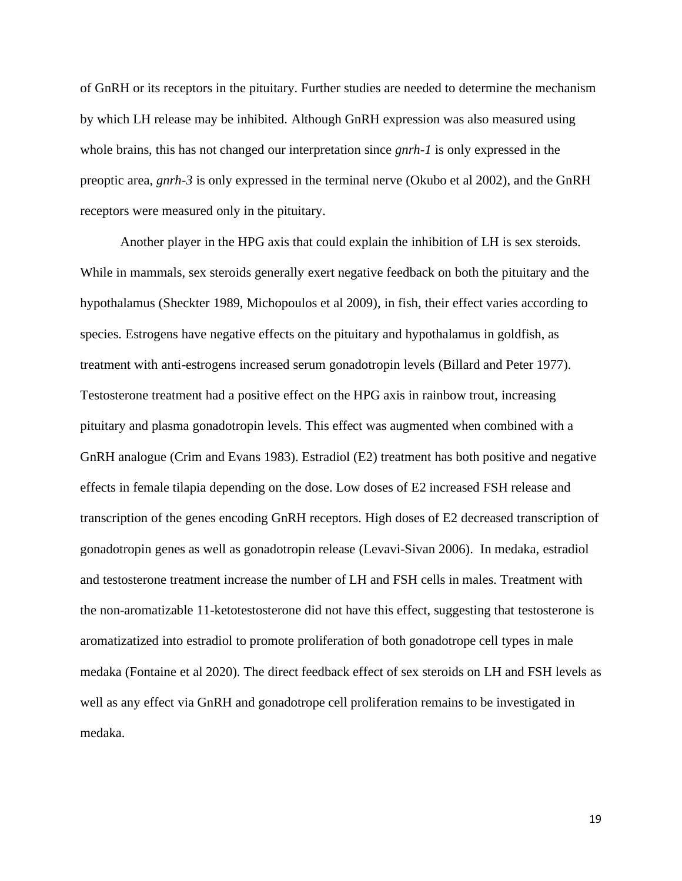of GnRH or its receptors in the pituitary. Further studies are needed to determine the mechanism by which LH release may be inhibited. Although GnRH expression was also measured using whole brains, this has not changed our interpretation since *gnrh-1* is only expressed in the preoptic area, *gnrh-3* is only expressed in the terminal nerve (Okubo et al 2002), and the GnRH receptors were measured only in the pituitary.

Another player in the HPG axis that could explain the inhibition of LH is sex steroids. While in mammals, sex steroids generally exert negative feedback on both the pituitary and the hypothalamus (Sheckter 1989, Michopoulos et al 2009), in fish, their effect varies according to species. Estrogens have negative effects on the pituitary and hypothalamus in goldfish, as treatment with anti-estrogens increased serum gonadotropin levels (Billard and Peter 1977). Testosterone treatment had a positive effect on the HPG axis in rainbow trout, increasing pituitary and plasma gonadotropin levels. This effect was augmented when combined with a GnRH analogue (Crim and Evans 1983). Estradiol (E2) treatment has both positive and negative effects in female tilapia depending on the dose. Low doses of E2 increased FSH release and transcription of the genes encoding GnRH receptors. High doses of E2 decreased transcription of gonadotropin genes as well as gonadotropin release (Levavi-Sivan 2006). In medaka, estradiol and testosterone treatment increase the number of LH and FSH cells in males. Treatment with the non-aromatizable 11-ketotestosterone did not have this effect, suggesting that testosterone is aromatizatized into estradiol to promote proliferation of both gonadotrope cell types in male medaka (Fontaine et al 2020). The direct feedback effect of sex steroids on LH and FSH levels as well as any effect via GnRH and gonadotrope cell proliferation remains to be investigated in medaka.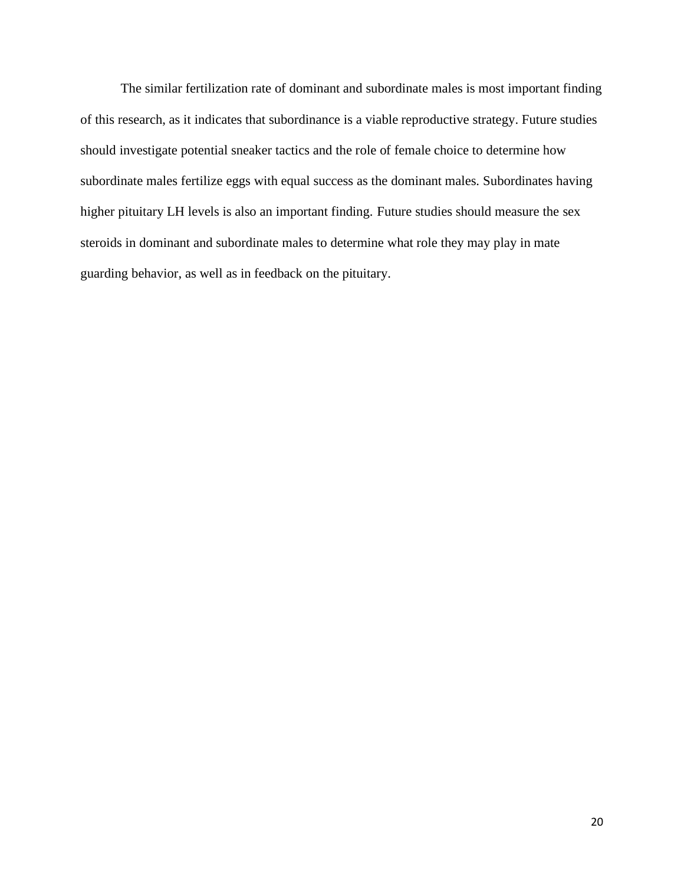The similar fertilization rate of dominant and subordinate males is most important finding of this research, as it indicates that subordinance is a viable reproductive strategy. Future studies should investigate potential sneaker tactics and the role of female choice to determine how subordinate males fertilize eggs with equal success as the dominant males. Subordinates having higher pituitary LH levels is also an important finding. Future studies should measure the sex steroids in dominant and subordinate males to determine what role they may play in mate guarding behavior, as well as in feedback on the pituitary.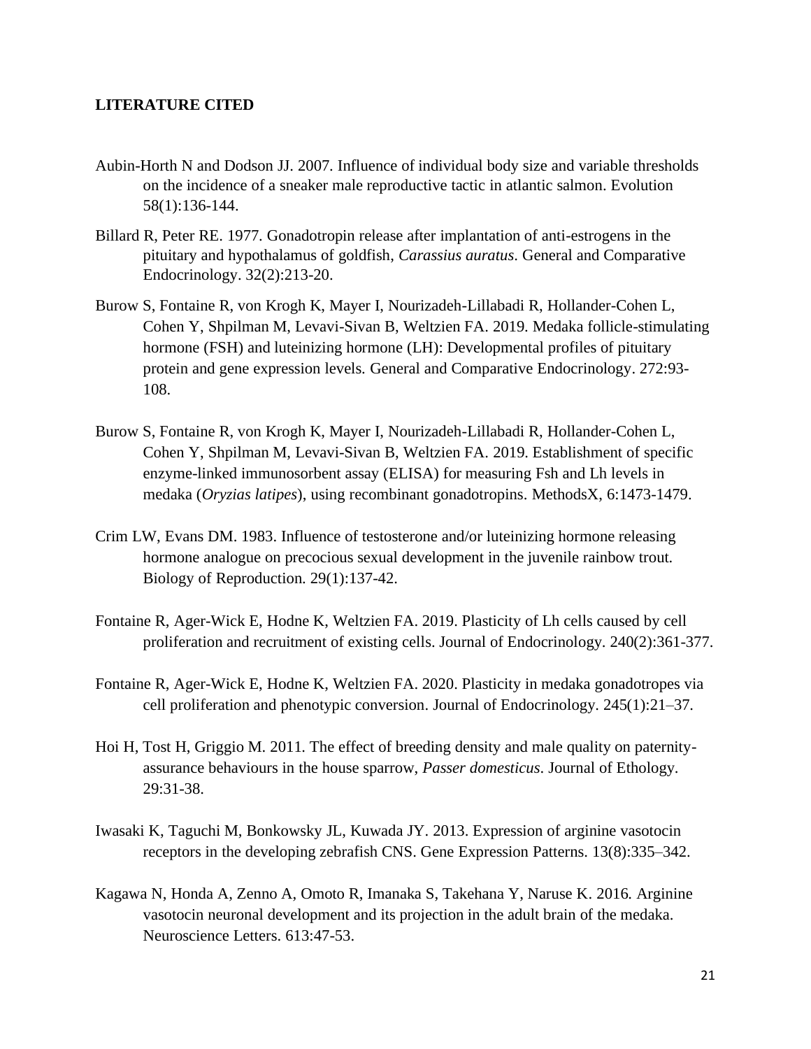**LITERATURE CITED**

Aubin-Horth N and Dodson JJ. 2007. Influence of individual body size and variable thresholds on the incidence of a sneaker male reproductive tactic in atlantic salmon. Evolution 58(1):136-144.

Billard R, Peter RE. 1977. Gonadotropin release after implantation of anti-estrogens in the pituitary and hypothalamus of goldfish, *Carassius auratus*. General and Comparative Endocrinology. 32(2):213-20.

Burow S, Fontaine R, von Krogh K, Mayer I, Nourizadeh-Lillabadi R, Hollander-Cohen L, Cohen Y, Shpilman M, Levavi-Sivan B, Weltzien FA. 2019. Medaka follicle-stimulating hormone (FSH) and luteinizing hormone (LH): Developmental profiles of pituitary protein and gene expression levels. General and Comparative Endocrinology. 272:93-108.

Burow S, Fontaine R, von Krogh K, Mayer I, Nourizadeh-Lillabadi R, Hollander-Cohen L, Cohen Y, Shpilman M, Levavi-Sivan B, Weltzien FA. 2019. Establishment of specific enzyme-linked immunosorbent assay (ELISA) for measuring Fsh and Lh levels in medaka (*Oryzias latipes*), using recombinant gonadotropins. MethodsX, 6:1473-1479.

Crim LW, Evans DM. 1983. Influence of testosterone and/or luteinizing hormone releasing hormone analogue on precocious sexual development in the juvenile rainbow trout. Biology of Reproduction. 29(1):137-42.

Fontaine R, Ager-Wick E, Hodne K, Weltzien FA. 2019. Plasticity of Lh cells caused by cell proliferation and recruitment of existing cells. Journal of Endocrinology. 240(2):361-377.

Fontaine R, Ager-Wick E, Hodne K, Weltzien FA. 2020. Plasticity in medaka gonadotropes via cell proliferation and phenotypic conversion. Journal of Endocrinology. 245(1):21–37.

Hoi H, Tost H, Griggio M. 2011. The effect of breeding density and male quality on paternity-assurance behaviours in the house sparrow, *Passer domesticus*. Journal of Ethology. 29:31-38.

Iwasaki K, Taguchi M, Bonkowsky JL, Kuwada JY. 2013. Expression of arginine vasotocin receptors in the developing zebrafish CNS. Gene Expression Patterns. 13(8):335–342.

Kagawa N, Honda A, Zenno A, Omoto R, Imanaka S, Takehana Y, Naruse K. 2016. Arginine vasotocin neuronal development and its projection in the adult brain of the medaka. Neuroscience Letters. 613:47-53.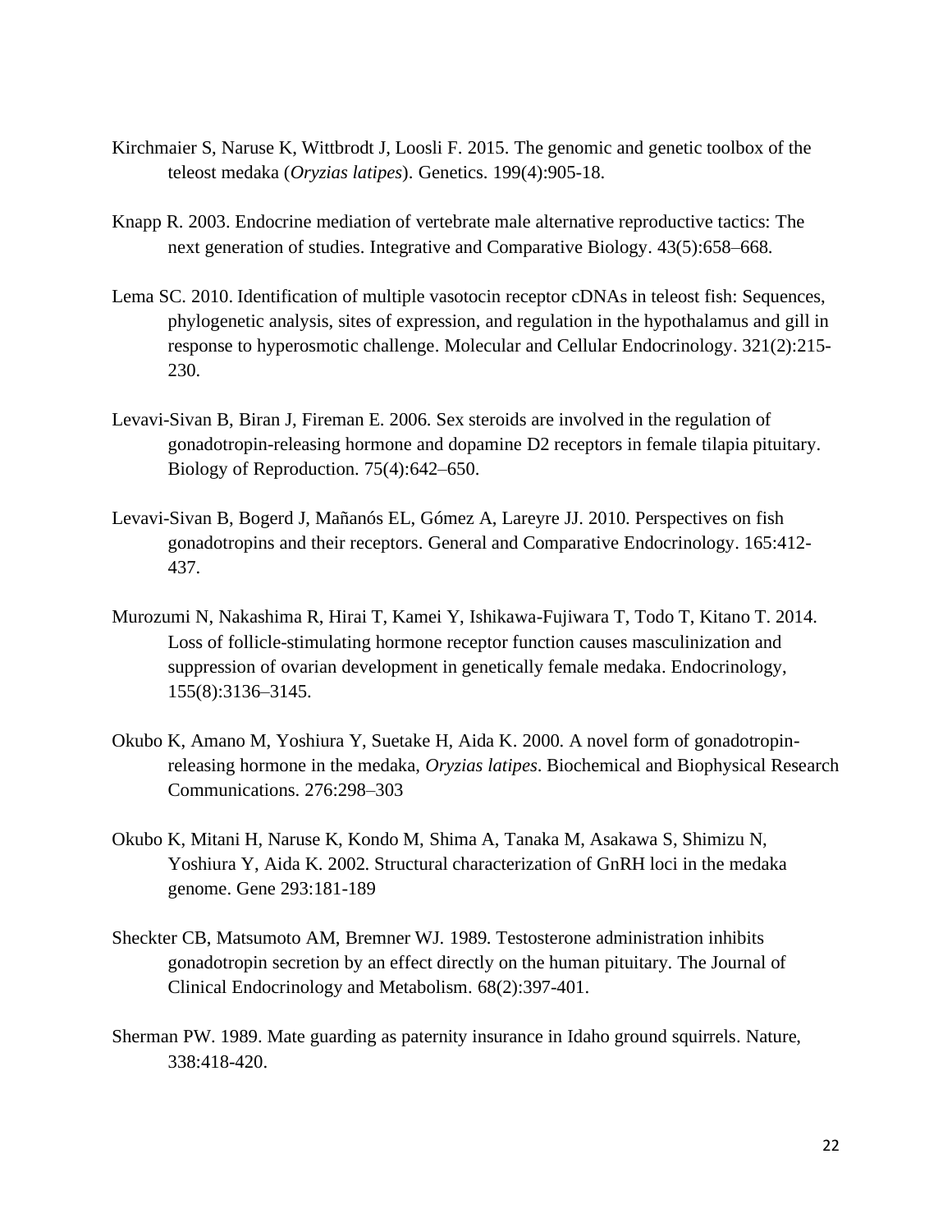Kirchmaier S, Naruse K, Wittbrodt J, Loosli F. 2015. The genomic and genetic toolbox of the teleost medaka (*Oryzias latipes*). Genetics. 199(4):905-18.

Knapp R. 2003. Endocrine mediation of vertebrate male alternative reproductive tactics: The next generation of studies. Integrative and Comparative Biology. 43(5):658–668.

Lema SC. 2010. Identification of multiple vasotocin receptor cDNAs in teleost fish: Sequences, phylogenetic analysis, sites of expression, and regulation in the hypothalamus and gill in response to hyperosmotic challenge. Molecular and Cellular Endocrinology. 321(2):215-230.

Levavi-Sivan B, Biran J, Fireman E. 2006. Sex steroids are involved in the regulation of gonadotropin-releasing hormone and dopamine D2 receptors in female tilapia pituitary. Biology of Reproduction. 75(4):642–650.

Levavi-Sivan B, Bogerd J, Mañanós EL, Gómez A, Lareyre JJ. 2010. Perspectives on fish gonadotropins and their receptors. General and Comparative Endocrinology. 165:412-437.

Murozumi N, Nakashima R, Hirai T, Kamei Y, Ishikawa-Fujiwara T, Todo T, Kitano T. 2014. Loss of follicle-stimulating hormone receptor function causes masculinization and suppression of ovarian development in genetically female medaka. Endocrinology, 155(8):3136–3145.

Okubo K, Amano M, Yoshiura Y, Suetake H, Aida K. 2000. A novel form of gonadotropin-releasing hormone in the medaka, *Oryzias latipes*. Biochemical and Biophysical Research Communications. 276:298–303

Okubo K, Mitani H, Naruse K, Kondo M, Shima A, Tanaka M, Asakawa S, Shimizu N, Yoshiura Y, Aida K. 2002. Structural characterization of GnRH loci in the medaka genome. Gene 293:181-189

Sheckter CB, Matsumoto AM, Bremner WJ. 1989. Testosterone administration inhibits gonadotropin secretion by an effect directly on the human pituitary. The Journal of Clinical Endocrinology and Metabolism. 68(2):397-401.

Sherman PW. 1989. Mate guarding as paternity insurance in Idaho ground squirrels. Nature, 338:418-420.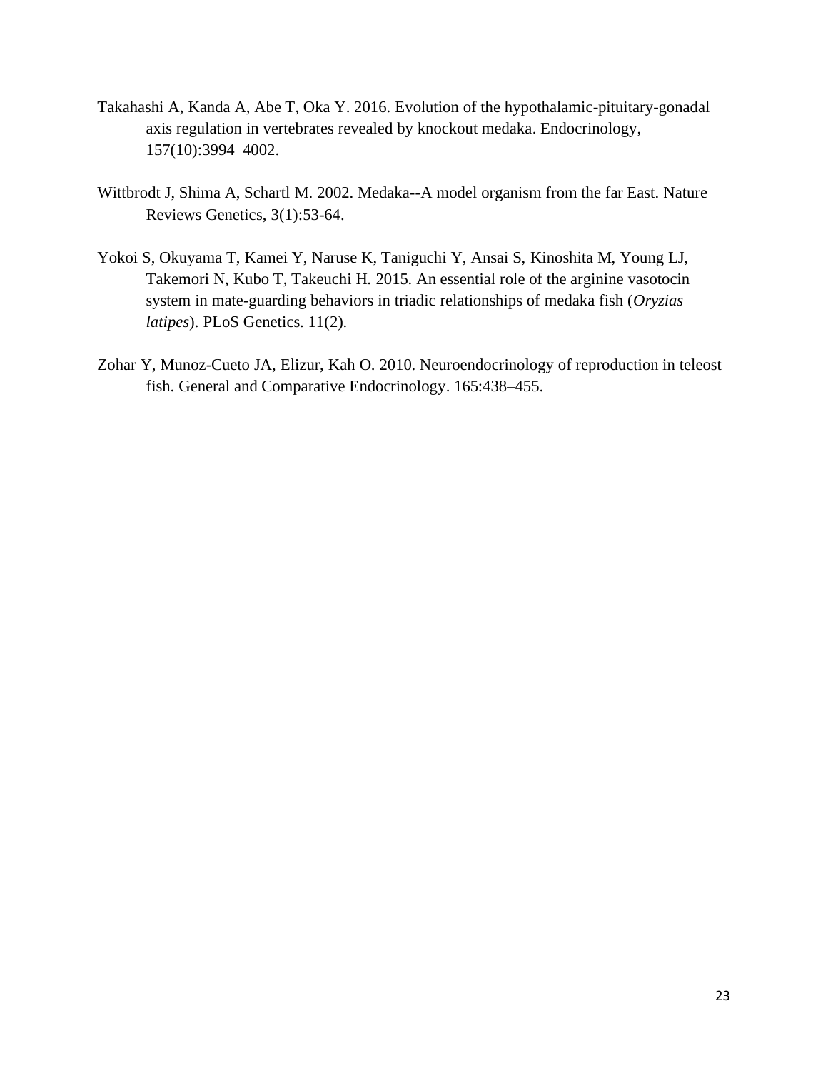Takahashi A, Kanda A, Abe T, Oka Y. 2016. Evolution of the hypothalamic-pituitary-gonadal axis regulation in vertebrates revealed by knockout medaka. Endocrinology, 157(10):3994–4002.

Wittbrodt J, Shima A, Schartl M. 2002. Medaka--A model organism from the far East. Nature Reviews Genetics, 3(1):53-64.

Yokoi S, Okuyama T, Kamei Y, Naruse K, Taniguchi Y, Ansai S, Kinoshita M, Young LJ, Takemori N, Kubo T, Takeuchi H. 2015. An essential role of the arginine vasotocin system in mate-guarding behaviors in triadic relationships of medaka fish (*Oryzias latipes*). PLoS Genetics. 11(2).

Zohar Y, Munoz-Cueto JA, Elizur, Kah O. 2010. Neuroendocrinology of reproduction in teleost fish. General and Comparative Endocrinology. 165:438–455.